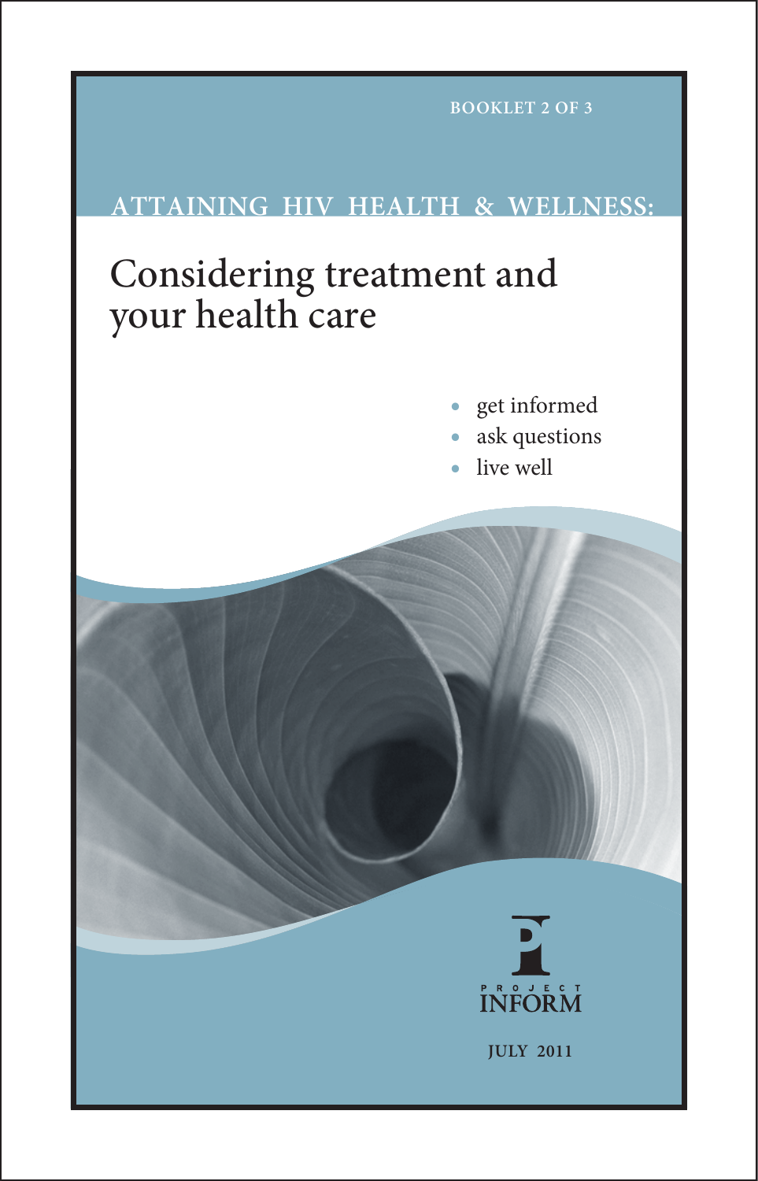BOOKLET 2 OF 3

ATTAINING HIV HEALTH & WELLNESS:

# Considering treatment and your health care

- get informed
- ask questions
- live well

PROJECT INFORM

JULY 2011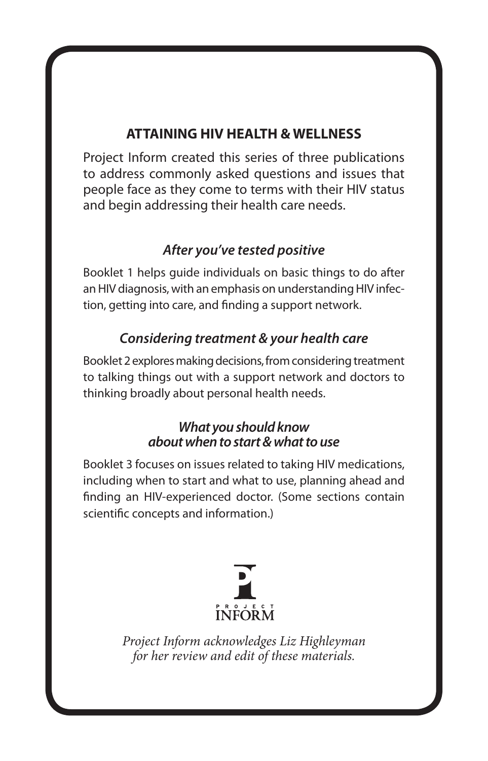## ATTAINING HIV HEALTH & WELLNESS

Project Inform created this series of three publications to address commonly asked questions and issues that people face as they come to terms with their HIV status and begin addressing their health care needs.

### *After you've tested positive*

Booklet 1 helps guide individuals on basic things to do after an HIV diagnosis, with an emphasis on understanding HIV infection, getting into care, and finding a support network.

### *Considering treatment & your health care*

Booklet 2 explores making decisions, from considering treatment to talking things out with a support network and doctors to thinking broadly about personal health needs.

### *What you should know about when to start & what to use*

Booklet 3 focuses on issues related to taking HIV medications, including when to start and what to use, planning ahead and finding an HIV-experienced doctor. (Some sections contain scientific concepts and information.)

PROJECT INFORM

*Project Inform acknowledges Liz Highleyman for her review and edit of these materials.*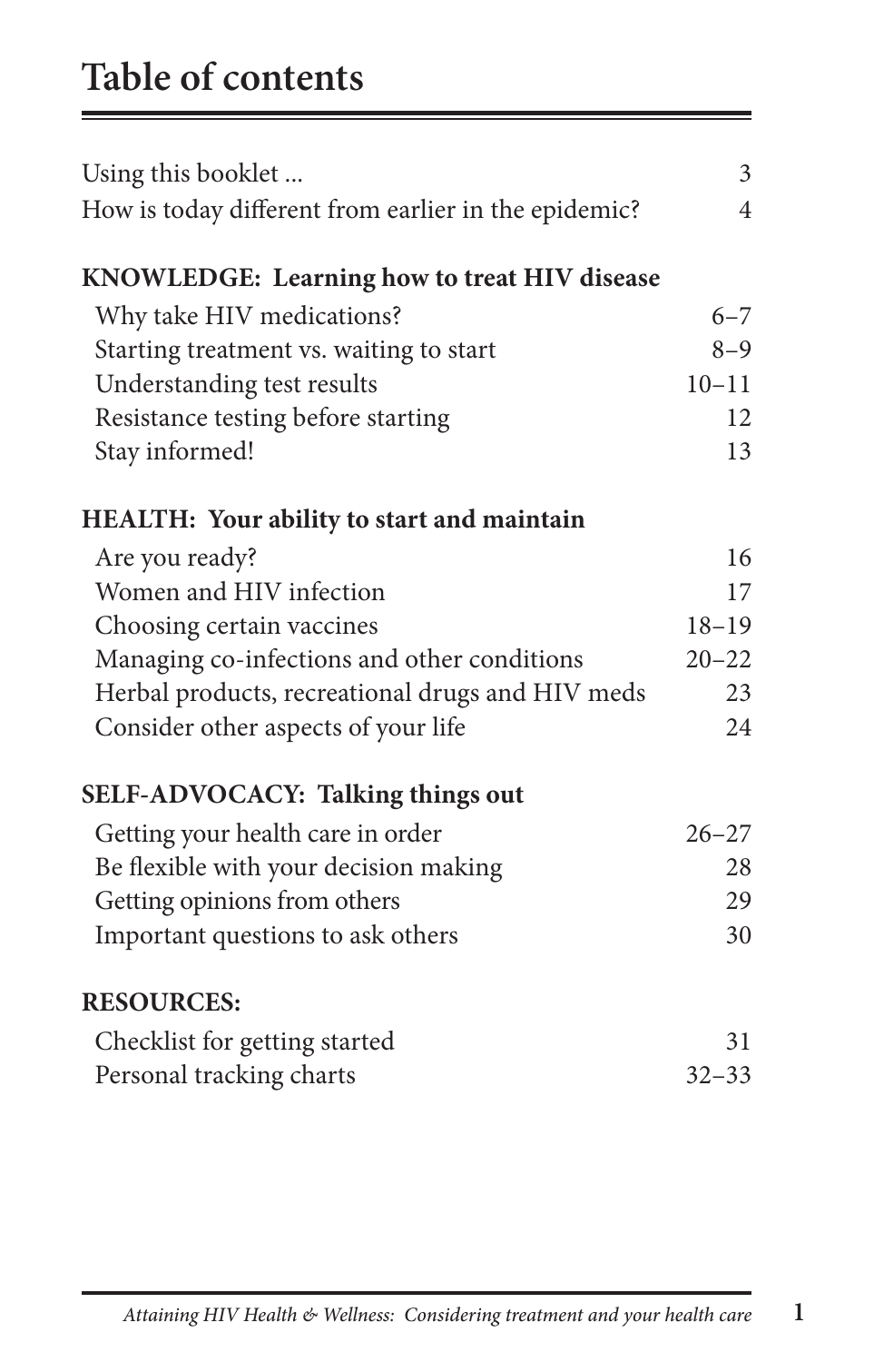# Table of contents

| | |
|---|---|
| Using this booklet ... | 3 |
| How is today different from earlier in the epidemic? | 4 |
| **KNOWLEDGE: Learning how to treat HIV disease** | |
| Why take HIV medications? | 6–7 |
| Starting treatment vs. waiting to start | 8–9 |
| Understanding test results | 10–11 |
| Resistance testing before starting | 12 |
| Stay informed! | 13 |
| **HEALTH: Your ability to start and maintain** | |
| Are you ready? | 16 |
| Women and HIV infection | 17 |
| Choosing certain vaccines | 18–19 |
| Managing co-infections and other conditions | 20–22 |
| Herbal products, recreational drugs and HIV meds | 23 |
| Consider other aspects of your life | 24 |
| **SELF-ADVOCACY: Talking things out** | |
| Getting your health care in order | 26–27 |
| Be flexible with your decision making | 28 |
| Getting opinions from others | 29 |
| Important questions to ask others | 30 |
| **RESOURCES:** | |
| Checklist for getting started | 31 |
| Personal tracking charts | 32–33 |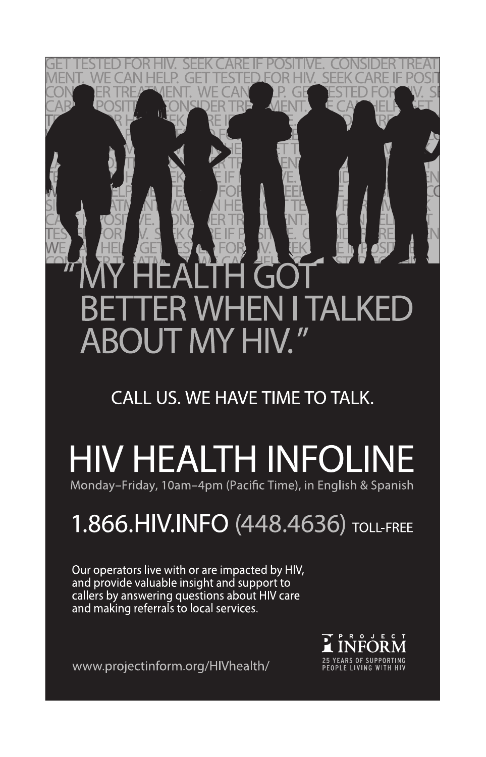GET TESTED FOR HIV. SEEK CARE IF POSITIVE. CONSIDER TREATMENT. WE CAN HELP.

# "MY HEALTH GOT BETTER WHEN I TALKED ABOUT MY HIV."

CALL US. WE HAVE TIME TO TALK.

# HIV HEALTH INFOLINE

Monday–Friday, 10am–4pm (Pacific Time), in English & Spanish

## 1.866.HIV.INFO (448.4636) TOLL-FREE

Our operators live with or are impacted by HIV, and provide valuable insight and support to callers by answering questions about HIV care and making referrals to local services.

www.projectinform.org/HIVhealth/

PROJECT INFORM
25 YEARS OF SUPPORTING PEOPLE LIVING WITH HIV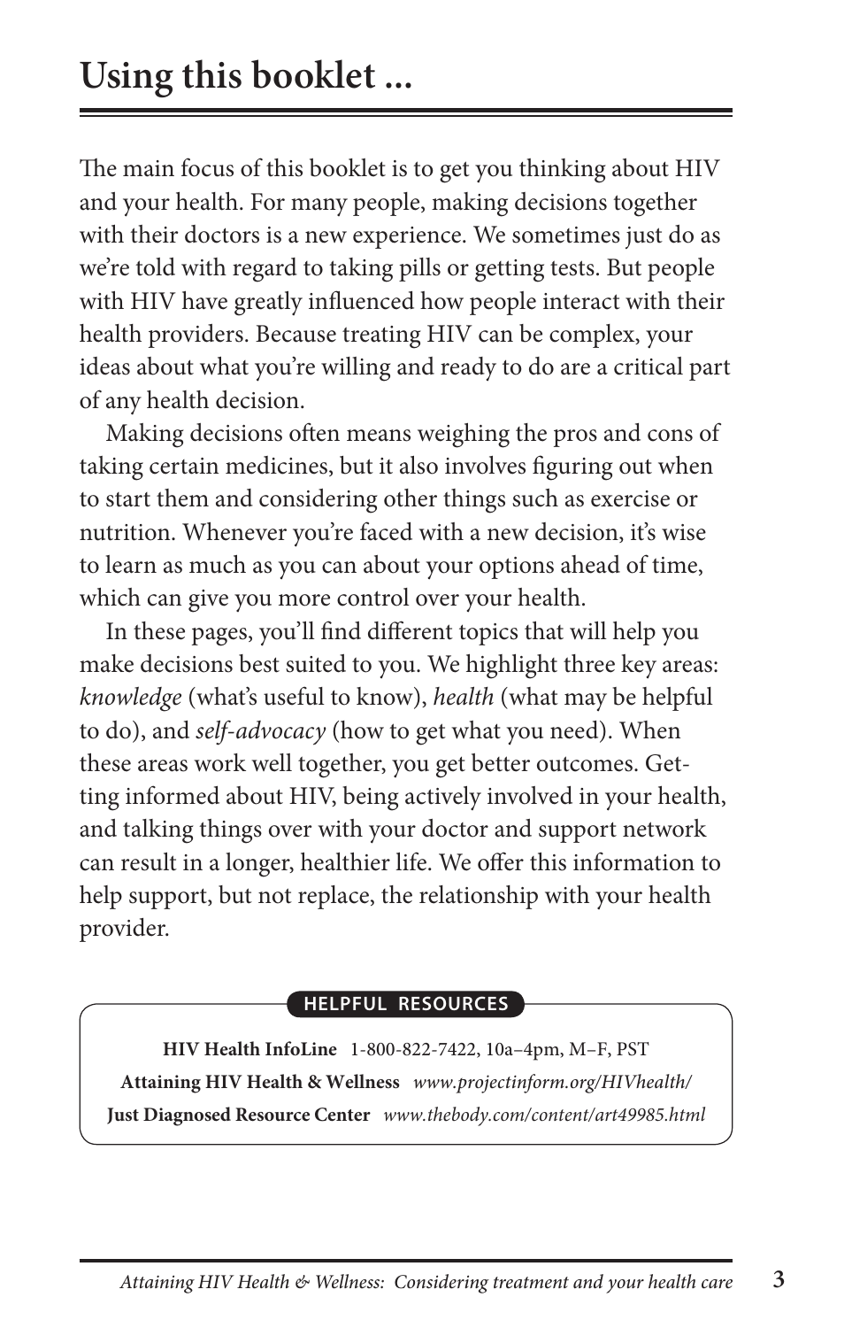# Using this booklet ...

The main focus of this booklet is to get you thinking about HIV and your health. For many people, making decisions together with their doctors is a new experience. We sometimes just do as we're told with regard to taking pills or getting tests. But people with HIV have greatly influenced how people interact with their health providers. Because treating HIV can be complex, your ideas about what you're willing and ready to do are a critical part of any health decision.

Making decisions often means weighing the pros and cons of taking certain medicines, but it also involves figuring out when to start them and considering other things such as exercise or nutrition. Whenever you're faced with a new decision, it's wise to learn as much as you can about your options ahead of time, which can give you more control over your health.

In these pages, you'll find different topics that will help you make decisions best suited to you. We highlight three key areas: *knowledge* (what's useful to know), *health* (what may be helpful to do), and *self-advocacy* (how to get what you need). When these areas work well together, you get better outcomes. Getting informed about HIV, being actively involved in your health, and talking things over with your doctor and support network can result in a longer, healthier life. We offer this information to help support, but not replace, the relationship with your health provider.

**HELPFUL RESOURCES**

**HIV Health InfoLine** 1-800-822-7422, 10a–4pm, M–F, PST

**Attaining HIV Health & Wellness** *www.projectinform.org/HIVhealth/*

**Just Diagnosed Resource Center** *www.thebody.com/content/art49985.html*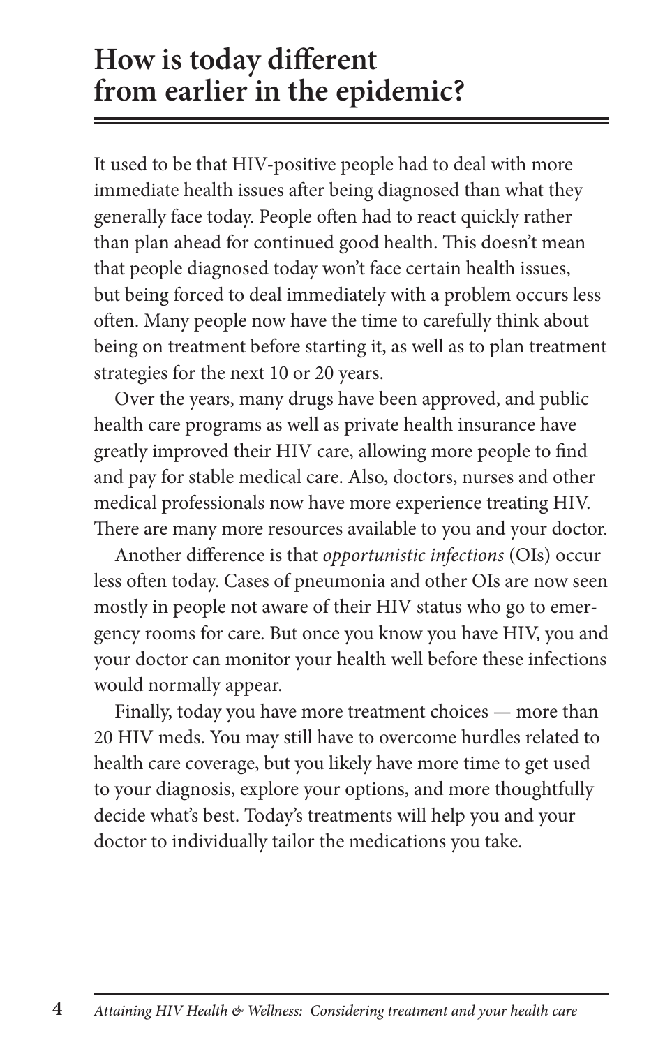## How is today different from earlier in the epidemic?

It used to be that HIV-positive people had to deal with more immediate health issues after being diagnosed than what they generally face today. People often had to react quickly rather than plan ahead for continued good health. This doesn't mean that people diagnosed today won't face certain health issues, but being forced to deal immediately with a problem occurs less often. Many people now have the time to carefully think about being on treatment before starting it, as well as to plan treatment strategies for the next 10 or 20 years.

Over the years, many drugs have been approved, and public health care programs as well as private health insurance have greatly improved their HIV care, allowing more people to find and pay for stable medical care. Also, doctors, nurses and other medical professionals now have more experience treating HIV. There are many more resources available to you and your doctor.

Another difference is that *opportunistic infections* (OIs) occur less often today. Cases of pneumonia and other OIs are now seen mostly in people not aware of their HIV status who go to emergency rooms for care. But once you know you have HIV, you and your doctor can monitor your health well before these infections would normally appear.

Finally, today you have more treatment choices — more than 20 HIV meds. You may still have to overcome hurdles related to health care coverage, but you likely have more time to get used to your diagnosis, explore your options, and more thoughtfully decide what's best. Today's treatments will help you and your doctor to individually tailor the medications you take.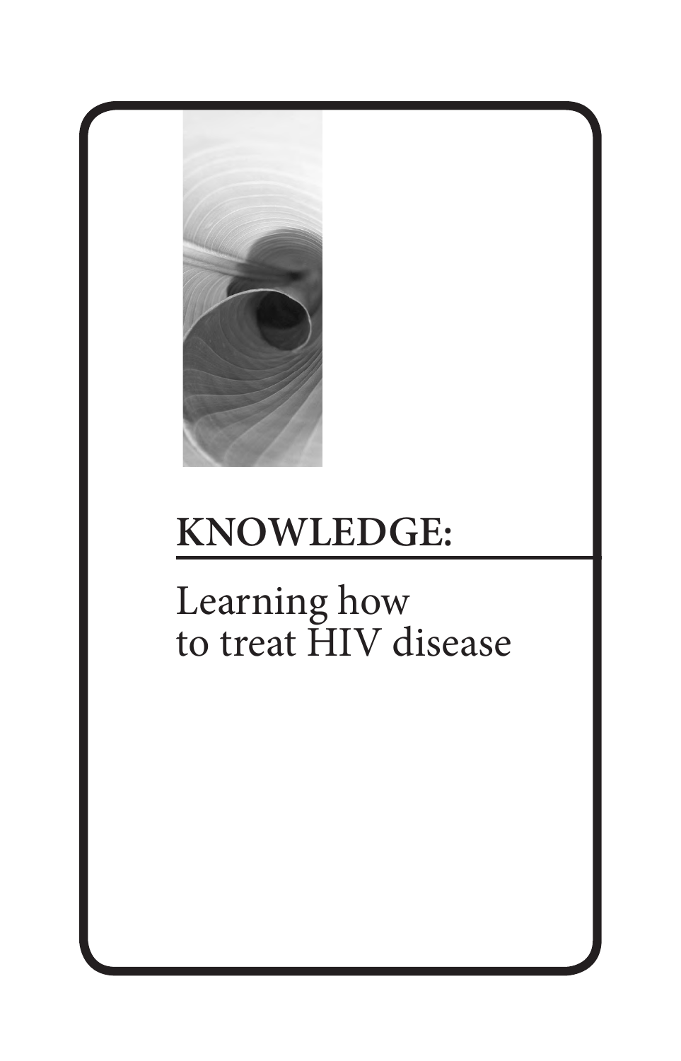# KNOWLEDGE:

Learning how to treat HIV disease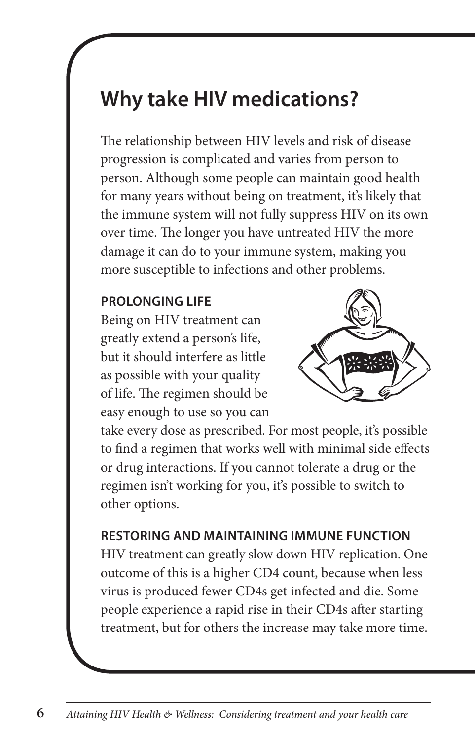## Why take HIV medications?

The relationship between HIV levels and risk of disease progression is complicated and varies from person to person. Although some people can maintain good health for many years without being on treatment, it's likely that the immune system will not fully suppress HIV on its own over time. The longer you have untreated HIV the more damage it can do to your immune system, making you more susceptible to infections and other problems.

### PROLONGING LIFE

Being on HIV treatment can greatly extend a person's life, but it should interfere as little as possible with your quality of life. The regimen should be easy enough to use so you can take every dose as prescribed. For most people, it's possible to find a regimen that works well with minimal side effects or drug interactions. If you cannot tolerate a drug or the regimen isn't working for you, it's possible to switch to other options.

### RESTORING AND MAINTAINING IMMUNE FUNCTION

HIV treatment can greatly slow down HIV replication. One outcome of this is a higher CD4 count, because when less virus is produced fewer CD4s get infected and die. Some people experience a rapid rise in their CD4s after starting treatment, but for others the increase may take more time.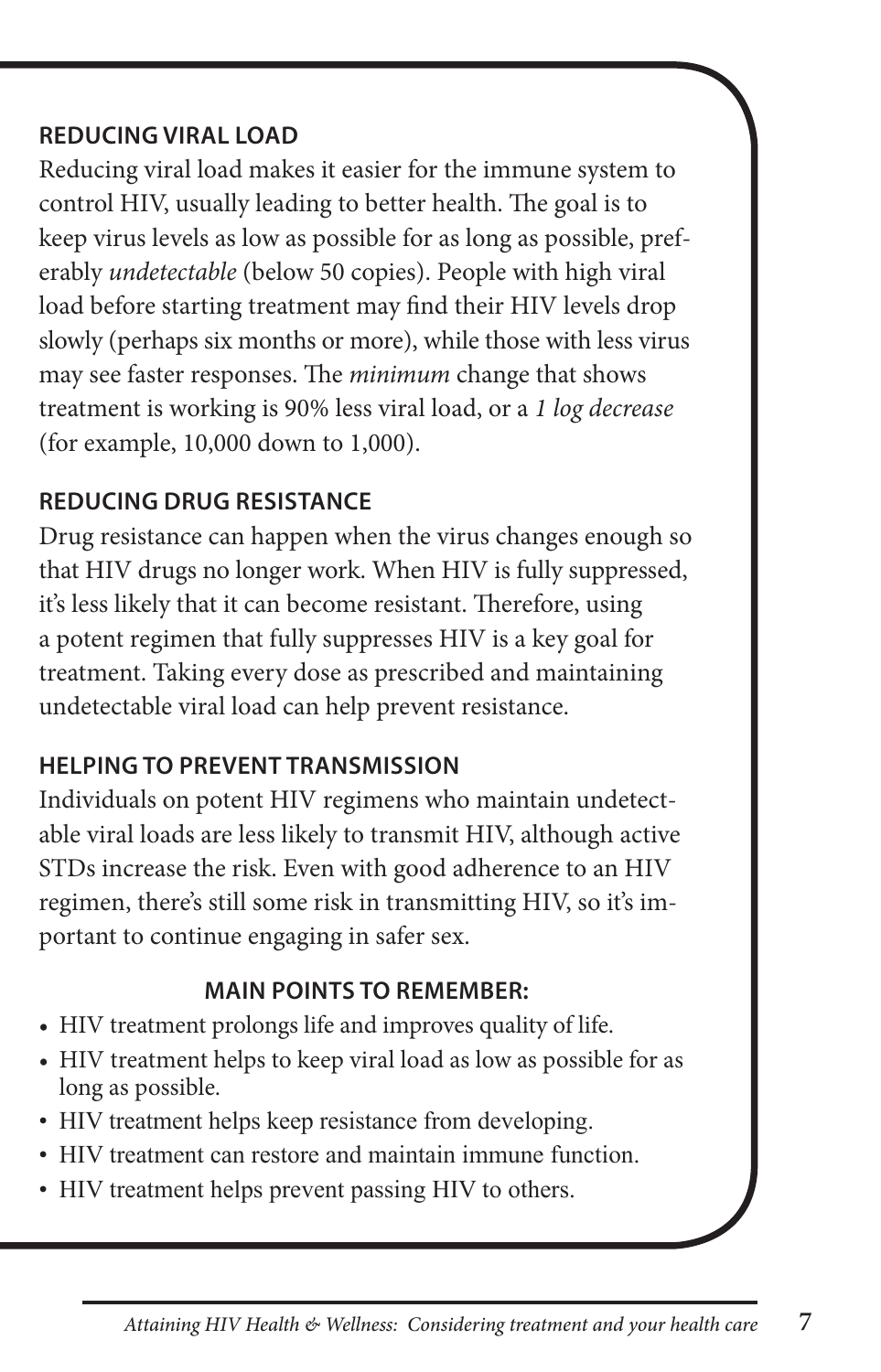### REDUCING VIRAL LOAD

Reducing viral load makes it easier for the immune system to control HIV, usually leading to better health. The goal is to keep virus levels as low as possible for as long as possible, preferably *undetectable* (below 50 copies). People with high viral load before starting treatment may find their HIV levels drop slowly (perhaps six months or more), while those with less virus may see faster responses. The *minimum* change that shows treatment is working is 90% less viral load, or a *1 log decrease* (for example, 10,000 down to 1,000).

### REDUCING DRUG RESISTANCE

Drug resistance can happen when the virus changes enough so that HIV drugs no longer work. When HIV is fully suppressed, it's less likely that it can become resistant. Therefore, using a potent regimen that fully suppresses HIV is a key goal for treatment. Taking every dose as prescribed and maintaining undetectable viral load can help prevent resistance.

### HELPING TO PREVENT TRANSMISSION

Individuals on potent HIV regimens who maintain undetectable viral loads are less likely to transmit HIV, although active STDs increase the risk. Even with good adherence to an HIV regimen, there's still some risk in transmitting HIV, so it's important to continue engaging in safer sex.

**MAIN POINTS TO REMEMBER:**

- HIV treatment prolongs life and improves quality of life.
- HIV treatment helps to keep viral load as low as possible for as long as possible.
- HIV treatment helps keep resistance from developing.
- HIV treatment can restore and maintain immune function.
- HIV treatment helps prevent passing HIV to others.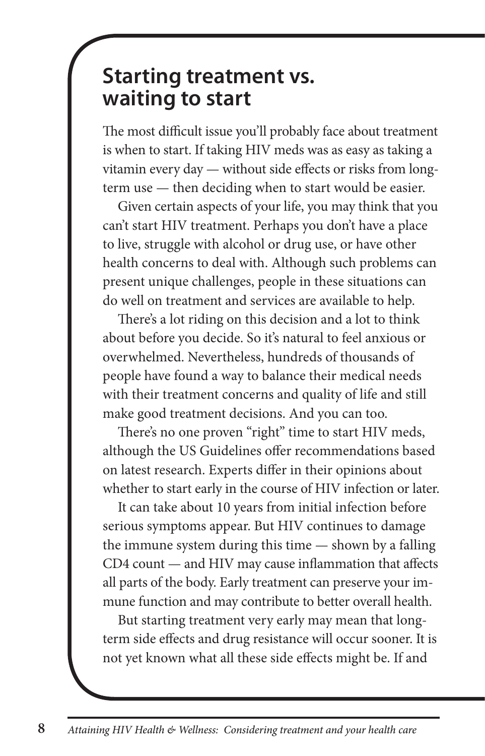## Starting treatment vs. waiting to start

The most difficult issue you'll probably face about treatment is when to start. If taking HIV meds was as easy as taking a vitamin every day — without side effects or risks from long-term use — then deciding when to start would be easier.

Given certain aspects of your life, you may think that you can't start HIV treatment. Perhaps you don't have a place to live, struggle with alcohol or drug use, or have other health concerns to deal with. Although such problems can present unique challenges, people in these situations can do well on treatment and services are available to help.

There's a lot riding on this decision and a lot to think about before you decide. So it's natural to feel anxious or overwhelmed. Nevertheless, hundreds of thousands of people have found a way to balance their medical needs with their treatment concerns and quality of life and still make good treatment decisions. And you can too.

There's no one proven "right" time to start HIV meds, although the US Guidelines offer recommendations based on latest research. Experts differ in their opinions about whether to start early in the course of HIV infection or later.

It can take about 10 years from initial infection before serious symptoms appear. But HIV continues to damage the immune system during this time — shown by a falling CD4 count — and HIV may cause inflammation that affects all parts of the body. Early treatment can preserve your immune function and may contribute to better overall health.

But starting treatment very early may mean that long-term side effects and drug resistance will occur sooner. It is not yet known what all these side effects might be. If and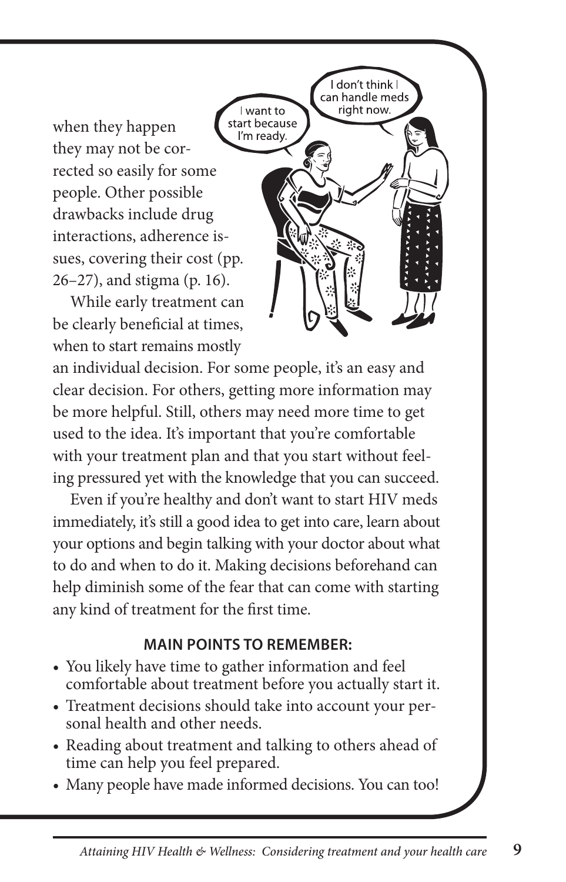when they happen they may not be corrected so easily for some people. Other possible drawbacks include drug interactions, adherence issues, covering their cost (pp. 26–27), and stigma (p. 16).

While early treatment can be clearly beneficial at times, when to start remains mostly an individual decision. For some people, it's an easy and clear decision. For others, getting more information may be more helpful. Still, others may need more time to get used to the idea. It's important that you're comfortable with your treatment plan and that you start without feeling pressured yet with the knowledge that you can succeed.

Even if you're healthy and don't want to start HIV meds immediately, it's still a good idea to get into care, learn about your options and begin talking with your doctor about what to do and when to do it. Making decisions beforehand can help diminish some of the fear that can come with starting any kind of treatment for the first time.

**MAIN POINTS TO REMEMBER:**

- You likely have time to gather information and feel comfortable about treatment before you actually start it.
- Treatment decisions should take into account your personal health and other needs.
- Reading about treatment and talking to others ahead of time can help you feel prepared.
- Many people have made informed decisions. You can too!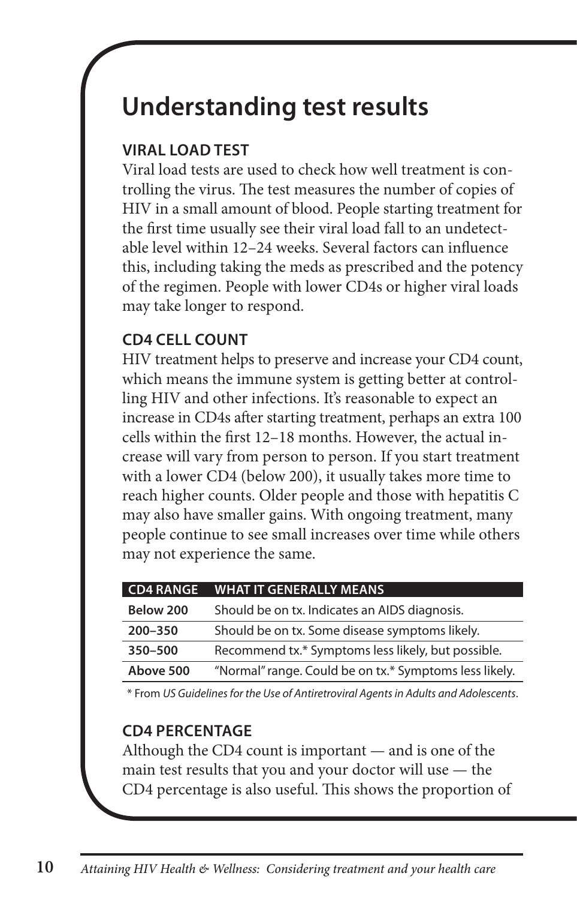# Understanding test results

### VIRAL LOAD TEST

Viral load tests are used to check how well treatment is controlling the virus. The test measures the number of copies of HIV in a small amount of blood. People starting treatment for the first time usually see their viral load fall to an undetectable level within 12–24 weeks. Several factors can influence this, including taking the meds as prescribed and the potency of the regimen. People with lower CD4s or higher viral loads may take longer to respond.

### CD4 CELL COUNT

HIV treatment helps to preserve and increase your CD4 count, which means the immune system is getting better at controlling HIV and other infections. It's reasonable to expect an increase in CD4s after starting treatment, perhaps an extra 100 cells within the first 12–18 months. However, the actual increase will vary from person to person. If you start treatment with a lower CD4 (below 200), it usually takes more time to reach higher counts. Older people and those with hepatitis C may also have smaller gains. With ongoing treatment, many people continue to see small increases over time while others may not experience the same.

| CD4 RANGE | WHAT IT GENERALLY MEANS |
|---|---|
| **Below 200** | Should be on tx. Indicates an AIDS diagnosis. |
| **200–350** | Should be on tx. Some disease symptoms likely. |
| **350–500** | Recommend tx.* Symptoms less likely, but possible. |
| **Above 500** | "Normal" range. Could be on tx.* Symptoms less likely. |

* From *US Guidelines for the Use of Antiretroviral Agents in Adults and Adolescents*.

### CD4 PERCENTAGE

Although the CD4 count is important — and is one of the main test results that you and your doctor will use — the CD4 percentage is also useful. This shows the proportion of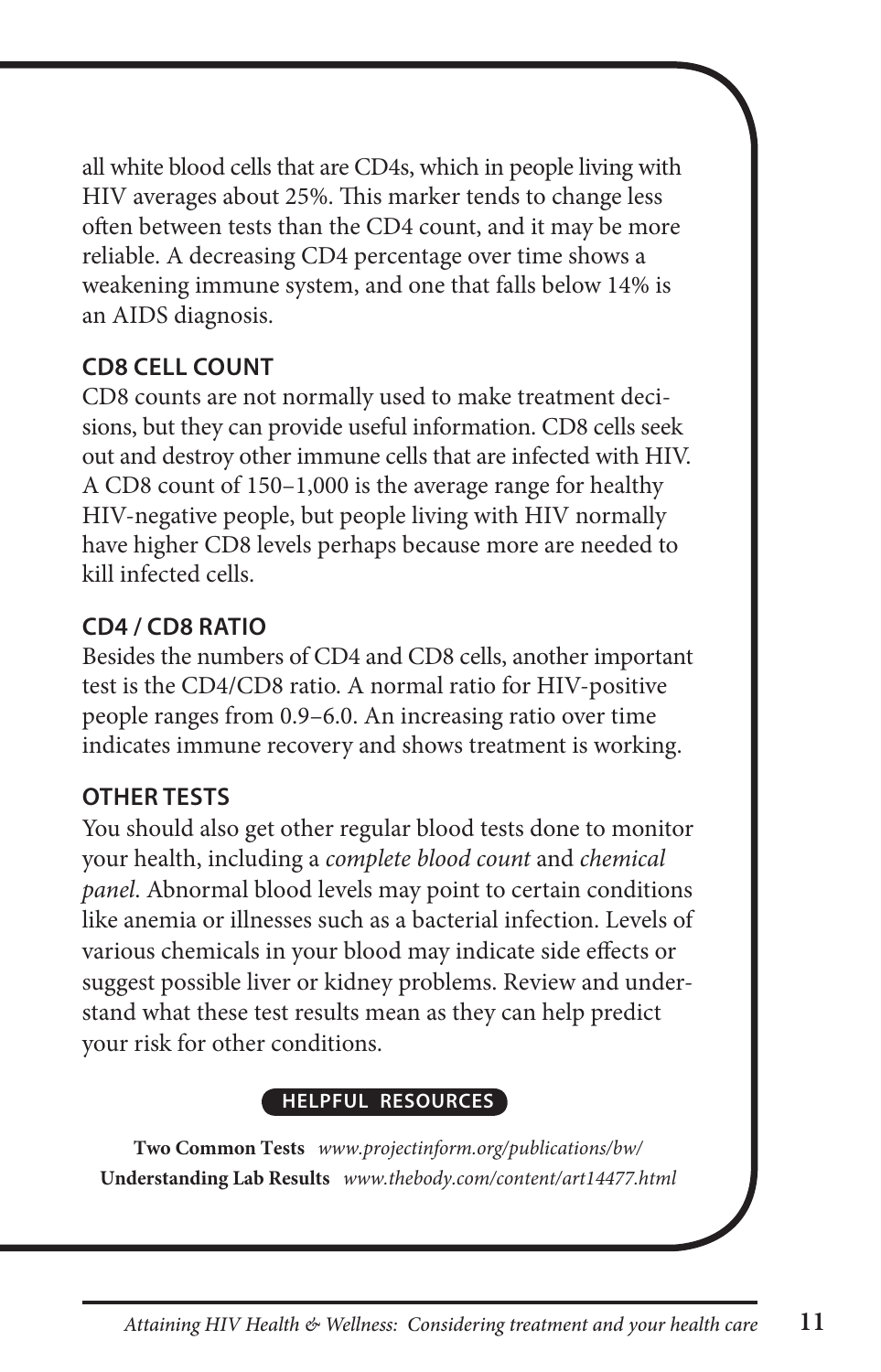all white blood cells that are CD4s, which in people living with HIV averages about 25%. This marker tends to change less often between tests than the CD4 count, and it may be more reliable. A decreasing CD4 percentage over time shows a weakening immune system, and one that falls below 14% is an AIDS diagnosis.

### CD8 CELL COUNT

CD8 counts are not normally used to make treatment decisions, but they can provide useful information. CD8 cells seek out and destroy other immune cells that are infected with HIV. A CD8 count of 150–1,000 is the average range for healthy HIV-negative people, but people living with HIV normally have higher CD8 levels perhaps because more are needed to kill infected cells.

### CD4 / CD8 RATIO

Besides the numbers of CD4 and CD8 cells, another important test is the CD4/CD8 ratio. A normal ratio for HIV-positive people ranges from 0.9–6.0. An increasing ratio over time indicates immune recovery and shows treatment is working.

### OTHER TESTS

You should also get other regular blood tests done to monitor your health, including a *complete blood count* and *chemical panel*. Abnormal blood levels may point to certain conditions like anemia or illnesses such as a bacterial infection. Levels of various chemicals in your blood may indicate side effects or suggest possible liver or kidney problems. Review and understand what these test results mean as they can help predict your risk for other conditions.

**HELPFUL RESOURCES**

**Two Common Tests** *www.projectinform.org/publications/bw/*
**Understanding Lab Results** *www.thebody.com/content/art14477.html*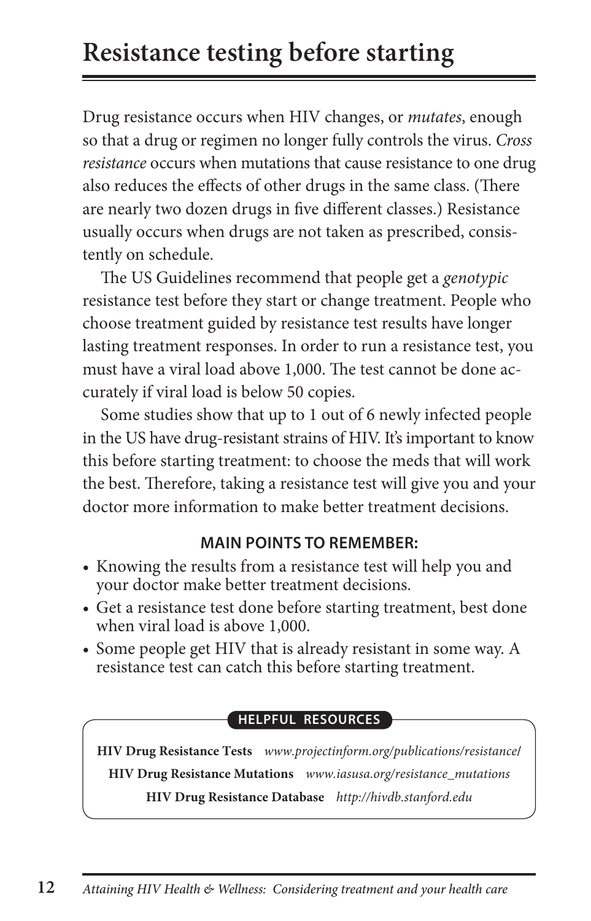# Resistance testing before starting

Drug resistance occurs when HIV changes, or *mutates*, enough so that a drug or regimen no longer fully controls the virus. *Cross resistance* occurs when mutations that cause resistance to one drug also reduces the effects of other drugs in the same class. (There are nearly two dozen drugs in five different classes.) Resistance usually occurs when drugs are not taken as prescribed, consistently on schedule.

The US Guidelines recommend that people get a *genotypic* resistance test before they start or change treatment. People who choose treatment guided by resistance test results have longer lasting treatment responses. In order to run a resistance test, you must have a viral load above 1,000. The test cannot be done accurately if viral load is below 50 copies.

Some studies show that up to 1 out of 6 newly infected people in the US have drug-resistant strains of HIV. It's important to know this before starting treatment: to choose the meds that will work the best. Therefore, taking a resistance test will give you and your doctor more information to make better treatment decisions.

**MAIN POINTS TO REMEMBER:**

- Knowing the results from a resistance test will help you and your doctor make better treatment decisions.
- Get a resistance test done before starting treatment, best done when viral load is above 1,000.
- Some people get HIV that is already resistant in some way. A resistance test can catch this before starting treatment.

**HELPFUL RESOURCES**

**HIV Drug Resistance Tests** *www.projectinform.org/publications/resistance/*

**HIV Drug Resistance Mutations** *www.iasusa.org/resistance_mutations*

**HIV Drug Resistance Database** *http://hivdb.stanford.edu*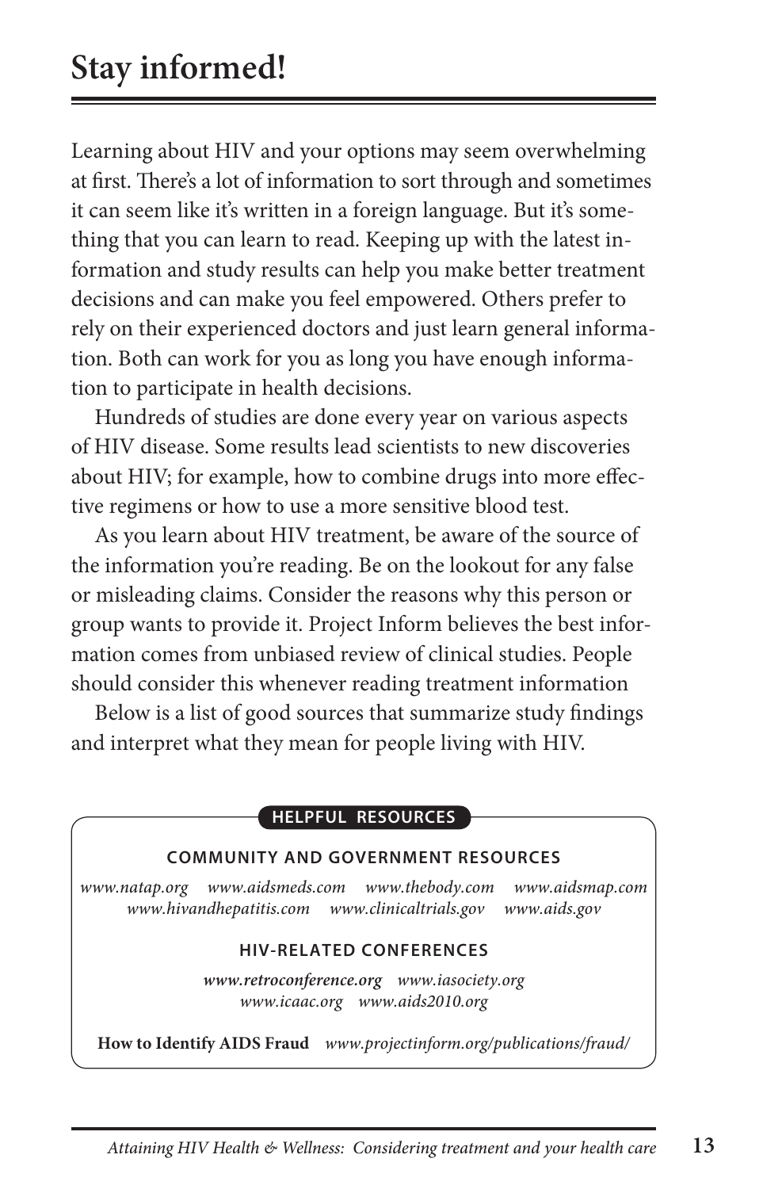# Stay informed!

Learning about HIV and your options may seem overwhelming at first. There's a lot of information to sort through and sometimes it can seem like it's written in a foreign language. But it's something that you can learn to read. Keeping up with the latest information and study results can help you make better treatment decisions and can make you feel empowered. Others prefer to rely on their experienced doctors and just learn general information. Both can work for you as long you have enough information to participate in health decisions.

Hundreds of studies are done every year on various aspects of HIV disease. Some results lead scientists to new discoveries about HIV; for example, how to combine drugs into more effective regimens or how to use a more sensitive blood test.

As you learn about HIV treatment, be aware of the source of the information you're reading. Be on the lookout for any false or misleading claims. Consider the reasons why this person or group wants to provide it. Project Inform believes the best information comes from unbiased review of clinical studies. People should consider this whenever reading treatment information

Below is a list of good sources that summarize study findings and interpret what they mean for people living with HIV.

**HELPFUL RESOURCES**

**COMMUNITY AND GOVERNMENT RESOURCES**

*www.natap.org* *www.aidsmeds.com* *www.thebody.com* *www.aidsmap.com* *www.hivandhepatitis.com* *www.clinicaltrials.gov* *www.aids.gov*

**HIV-RELATED CONFERENCES**

***www.retroconference.org*** *www.iasociety.org* *www.icaac.org* *www.aids2010.org*

**How to Identify AIDS Fraud** *www.projectinform.org/publications/fraud/*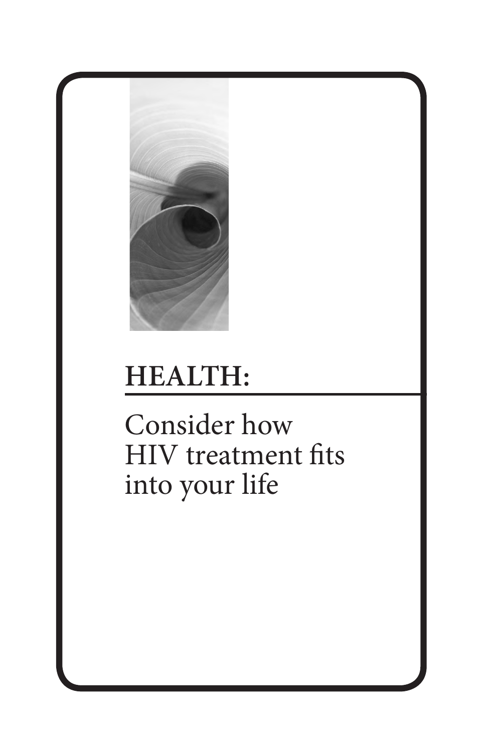## HEALTH:

Consider how HIV treatment fits into your life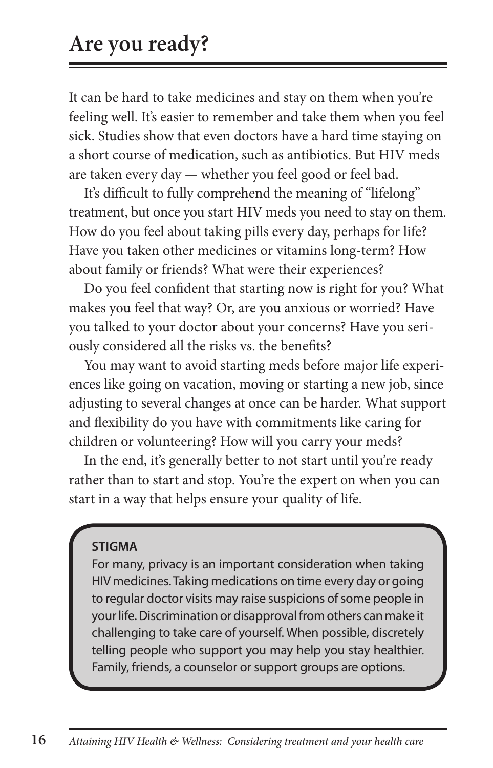# Are you ready?

It can be hard to take medicines and stay on them when you're feeling well. It's easier to remember and take them when you feel sick. Studies show that even doctors have a hard time staying on a short course of medication, such as antibiotics. But HIV meds are taken every day — whether you feel good or feel bad.

It's difficult to fully comprehend the meaning of "lifelong" treatment, but once you start HIV meds you need to stay on them. How do you feel about taking pills every day, perhaps for life? Have you taken other medicines or vitamins long-term? How about family or friends? What were their experiences?

Do you feel confident that starting now is right for you? What makes you feel that way? Or, are you anxious or worried? Have you talked to your doctor about your concerns? Have you seriously considered all the risks vs. the benefits?

You may want to avoid starting meds before major life experiences like going on vacation, moving or starting a new job, since adjusting to several changes at once can be harder. What support and flexibility do you have with commitments like caring for children or volunteering? How will you carry your meds?

In the end, it's generally better to not start until you're ready rather than to start and stop. You're the expert on when you can start in a way that helps ensure your quality of life.

**STIGMA**

For many, privacy is an important consideration when taking HIV medicines. Taking medications on time every day or going to regular doctor visits may raise suspicions of some people in your life. Discrimination or disapproval from others can make it challenging to take care of yourself. When possible, discretely telling people who support you may help you stay healthier. Family, friends, a counselor or support groups are options.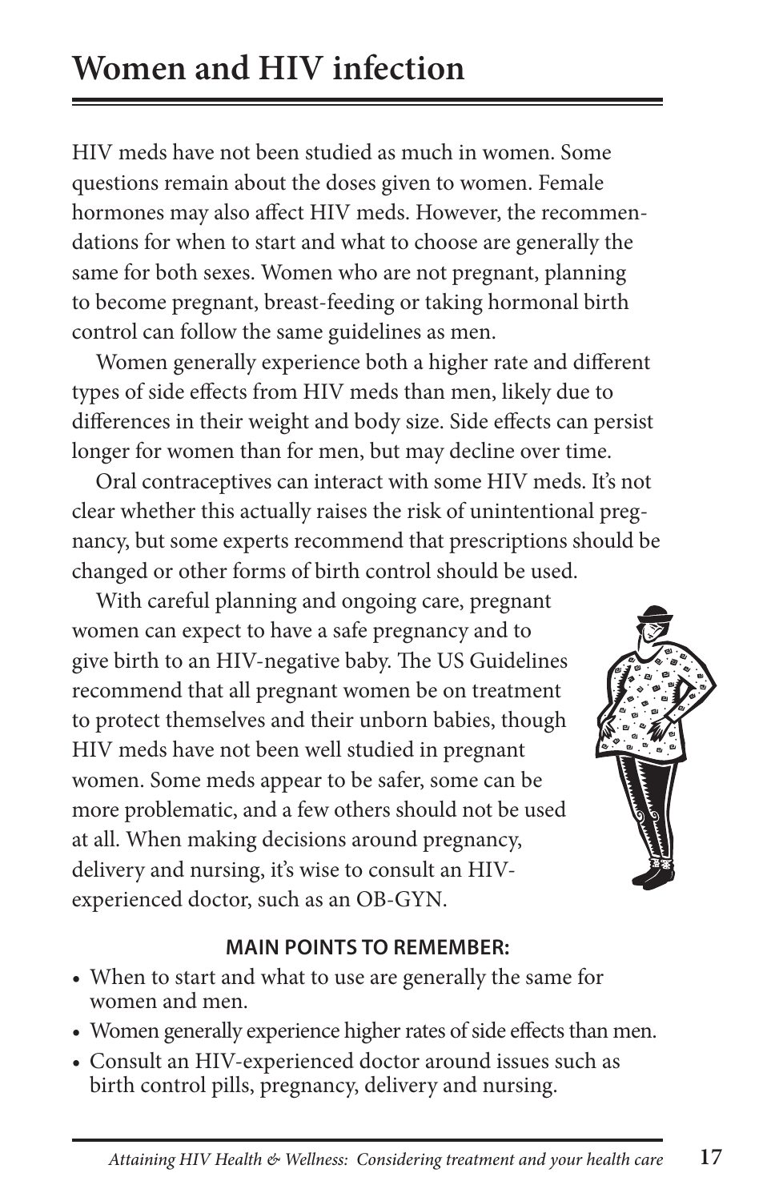# Women and HIV infection

HIV meds have not been studied as much in women. Some questions remain about the doses given to women. Female hormones may also affect HIV meds. However, the recommendations for when to start and what to choose are generally the same for both sexes. Women who are not pregnant, planning to become pregnant, breast-feeding or taking hormonal birth control can follow the same guidelines as men.

Women generally experience both a higher rate and different types of side effects from HIV meds than men, likely due to differences in their weight and body size. Side effects can persist longer for women than for men, but may decline over time.

Oral contraceptives can interact with some HIV meds. It's not clear whether this actually raises the risk of unintentional pregnancy, but some experts recommend that prescriptions should be changed or other forms of birth control should be used.

With careful planning and ongoing care, pregnant women can expect to have a safe pregnancy and to give birth to an HIV-negative baby. The US Guidelines recommend that all pregnant women be on treatment to protect themselves and their unborn babies, though HIV meds have not been well studied in pregnant women. Some meds appear to be safer, some can be more problematic, and a few others should not be used at all. When making decisions around pregnancy, delivery and nursing, it's wise to consult an HIV-experienced doctor, such as an OB-GYN.

**MAIN POINTS TO REMEMBER:**

- When to start and what to use are generally the same for women and men.
- Women generally experience higher rates of side effects than men.
- Consult an HIV-experienced doctor around issues such as birth control pills, pregnancy, delivery and nursing.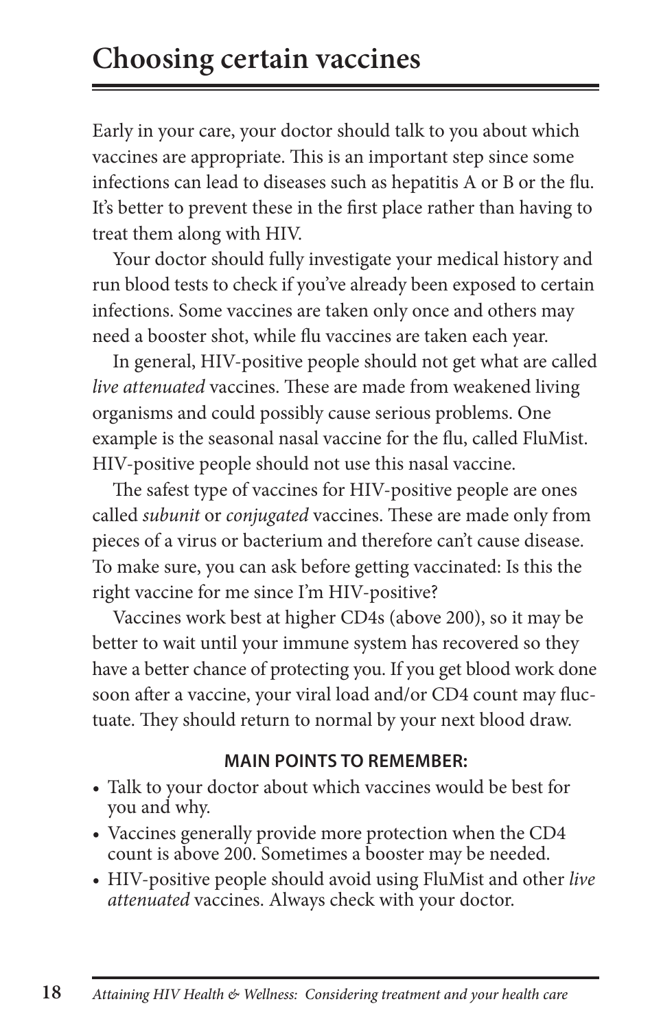# Choosing certain vaccines

Early in your care, your doctor should talk to you about which vaccines are appropriate. This is an important step since some infections can lead to diseases such as hepatitis A or B or the flu. It's better to prevent these in the first place rather than having to treat them along with HIV.

Your doctor should fully investigate your medical history and run blood tests to check if you've already been exposed to certain infections. Some vaccines are taken only once and others may need a booster shot, while flu vaccines are taken each year.

In general, HIV-positive people should not get what are called *live attenuated* vaccines. These are made from weakened living organisms and could possibly cause serious problems. One example is the seasonal nasal vaccine for the flu, called FluMist. HIV-positive people should not use this nasal vaccine.

The safest type of vaccines for HIV-positive people are ones called *subunit* or *conjugated* vaccines. These are made only from pieces of a virus or bacterium and therefore can't cause disease. To make sure, you can ask before getting vaccinated: Is this the right vaccine for me since I'm HIV-positive?

Vaccines work best at higher CD4s (above 200), so it may be better to wait until your immune system has recovered so they have a better chance of protecting you. If you get blood work done soon after a vaccine, your viral load and/or CD4 count may fluctuate. They should return to normal by your next blood draw.

**MAIN POINTS TO REMEMBER:**

- Talk to your doctor about which vaccines would be best for you and why.
- Vaccines generally provide more protection when the CD4 count is above 200. Sometimes a booster may be needed.
- HIV-positive people should avoid using FluMist and other *live attenuated* vaccines. Always check with your doctor.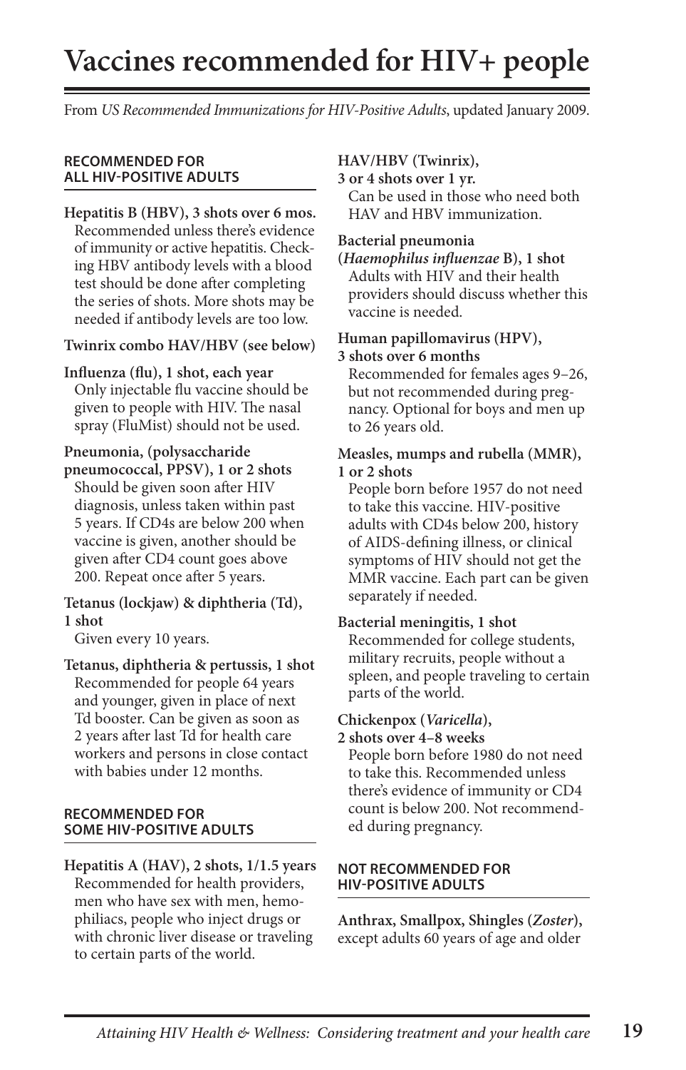# Vaccines recommended for HIV+ people

From *US Recommended Immunizations for HIV-Positive Adults*, updated January 2009.

## RECOMMENDED FOR ALL HIV-POSITIVE ADULTS

**Hepatitis B (HBV), 3 shots over 6 mos.**
Recommended unless there's evidence of immunity or active hepatitis. Checking HBV antibody levels with a blood test should be done after completing the series of shots. More shots may be needed if antibody levels are too low.

**Twinrix combo HAV/HBV (see below)**

**Influenza (flu), 1 shot, each year**
Only injectable flu vaccine should be given to people with HIV. The nasal spray (FluMist) should not be used.

**Pneumonia, (polysaccharide pneumococcal, PPSV), 1 or 2 shots**
Should be given soon after HIV diagnosis, unless taken within past 5 years. If CD4s are below 200 when vaccine is given, another should be given after CD4 count goes above 200. Repeat once after 5 years.

**Tetanus (lockjaw) & diphtheria (Td), 1 shot**
Given every 10 years.

**Tetanus, diphtheria & pertussis, 1 shot**
Recommended for people 64 years and younger, given in place of next Td booster. Can be given as soon as 2 years after last Td for health care workers and persons in close contact with babies under 12 months.

## RECOMMENDED FOR SOME HIV-POSITIVE ADULTS

**Hepatitis A (HAV), 2 shots, 1/1.5 years**
Recommended for health providers, men who have sex with men, hemophiliacs, people who inject drugs or with chronic liver disease or traveling to certain parts of the world.

**HAV/HBV (Twinrix), 3 or 4 shots over 1 yr.**
Can be used in those who need both HAV and HBV immunization.

**Bacterial pneumonia (*Haemophilus influenzae* B), 1 shot**
Adults with HIV and their health providers should discuss whether this vaccine is needed.

**Human papillomavirus (HPV), 3 shots over 6 months**
Recommended for females ages 9–26, but not recommended during pregnancy. Optional for boys and men up to 26 years old.

**Measles, mumps and rubella (MMR), 1 or 2 shots**
People born before 1957 do not need to take this vaccine. HIV-positive adults with CD4s below 200, history of AIDS-defining illness, or clinical symptoms of HIV should not get the MMR vaccine. Each part can be given separately if needed.

**Bacterial meningitis, 1 shot**
Recommended for college students, military recruits, people without a spleen, and people traveling to certain parts of the world.

**Chickenpox (*Varicella*), 2 shots over 4–8 weeks**
People born before 1980 do not need to take this. Recommended unless there's evidence of immunity or CD4 count is below 200. Not recommended during pregnancy.

## NOT RECOMMENDED FOR HIV-POSITIVE ADULTS

**Anthrax, Smallpox, Shingles (*Zoster*),** except adults 60 years of age and older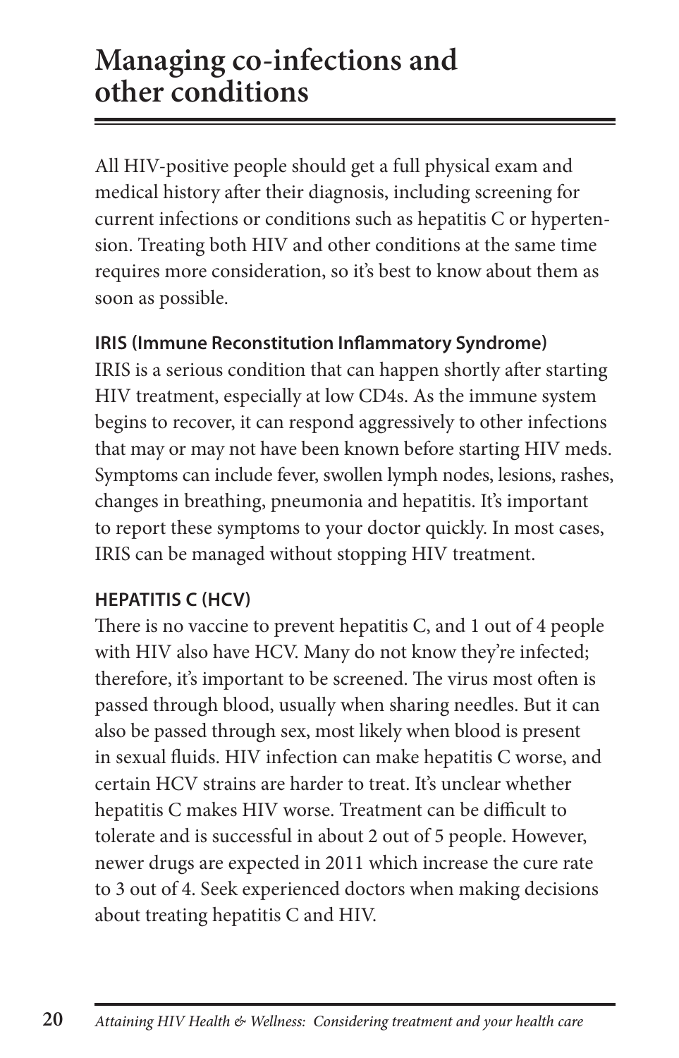# Managing co-infections and other conditions

All HIV-positive people should get a full physical exam and medical history after their diagnosis, including screening for current infections or conditions such as hepatitis C or hypertension. Treating both HIV and other conditions at the same time requires more consideration, so it's best to know about them as soon as possible.

### IRIS (Immune Reconstitution Inflammatory Syndrome)

IRIS is a serious condition that can happen shortly after starting HIV treatment, especially at low CD4s. As the immune system begins to recover, it can respond aggressively to other infections that may or may not have been known before starting HIV meds. Symptoms can include fever, swollen lymph nodes, lesions, rashes, changes in breathing, pneumonia and hepatitis. It's important to report these symptoms to your doctor quickly. In most cases, IRIS can be managed without stopping HIV treatment.

### HEPATITIS C (HCV)

There is no vaccine to prevent hepatitis C, and 1 out of 4 people with HIV also have HCV. Many do not know they're infected; therefore, it's important to be screened. The virus most often is passed through blood, usually when sharing needles. But it can also be passed through sex, most likely when blood is present in sexual fluids. HIV infection can make hepatitis C worse, and certain HCV strains are harder to treat. It's unclear whether hepatitis C makes HIV worse. Treatment can be difficult to tolerate and is successful in about 2 out of 5 people. However, newer drugs are expected in 2011 which increase the cure rate to 3 out of 4. Seek experienced doctors when making decisions about treating hepatitis C and HIV.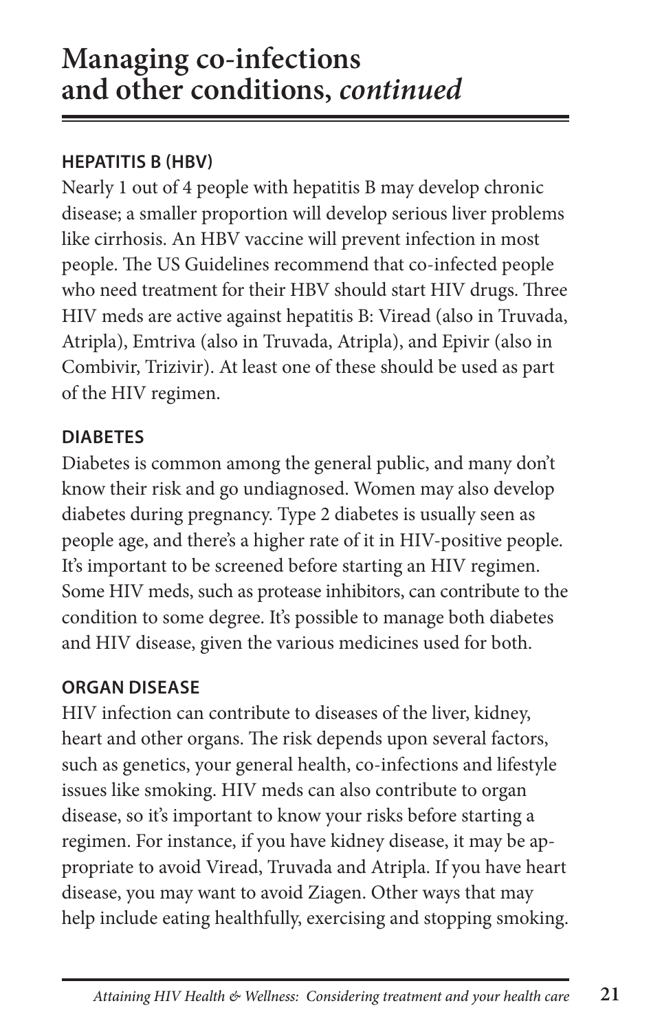# Managing co-infections and other conditions, *continued*

### HEPATITIS B (HBV)

Nearly 1 out of 4 people with hepatitis B may develop chronic disease; a smaller proportion will develop serious liver problems like cirrhosis. An HBV vaccine will prevent infection in most people. The US Guidelines recommend that co-infected people who need treatment for their HBV should start HIV drugs. Three HIV meds are active against hepatitis B: Viread (also in Truvada, Atripla), Emtriva (also in Truvada, Atripla), and Epivir (also in Combivir, Trizivir). At least one of these should be used as part of the HIV regimen.

### DIABETES

Diabetes is common among the general public, and many don't know their risk and go undiagnosed. Women may also develop diabetes during pregnancy. Type 2 diabetes is usually seen as people age, and there's a higher rate of it in HIV-positive people. It's important to be screened before starting an HIV regimen. Some HIV meds, such as protease inhibitors, can contribute to the condition to some degree. It's possible to manage both diabetes and HIV disease, given the various medicines used for both.

### ORGAN DISEASE

HIV infection can contribute to diseases of the liver, kidney, heart and other organs. The risk depends upon several factors, such as genetics, your general health, co-infections and lifestyle issues like smoking. HIV meds can also contribute to organ disease, so it's important to know your risks before starting a regimen. For instance, if you have kidney disease, it may be appropriate to avoid Viread, Truvada and Atripla. If you have heart disease, you may want to avoid Ziagen. Other ways that may help include eating healthfully, exercising and stopping smoking.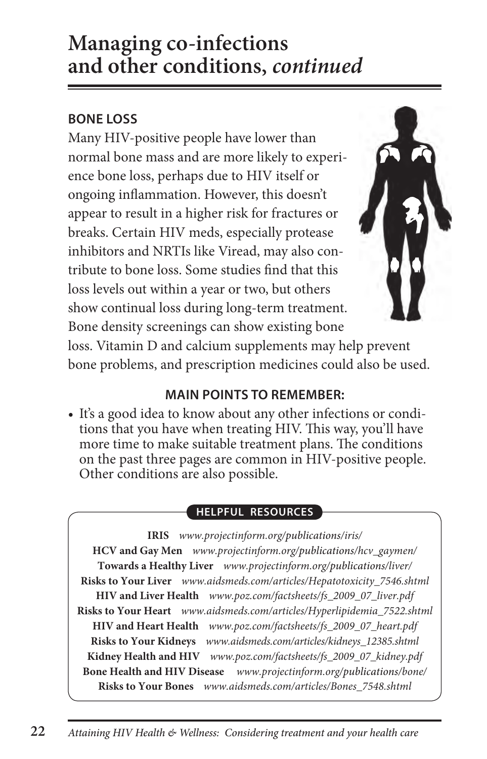# Managing co-infections and other conditions, *continued*

### BONE LOSS

Many HIV-positive people have lower than normal bone mass and are more likely to experience bone loss, perhaps due to HIV itself or ongoing inflammation. However, this doesn't appear to result in a higher risk for fractures or breaks. Certain HIV meds, especially protease inhibitors and NRTIs like Viread, may also contribute to bone loss. Some studies find that this loss levels out within a year or two, but others show continual loss during long-term treatment. Bone density screenings can show existing bone loss. Vitamin D and calcium supplements may help prevent bone problems, and prescription medicines could also be used.

#### MAIN POINTS TO REMEMBER:

- It's a good idea to know about any other infections or conditions that you have when treating HIV. This way, you'll have more time to make suitable treatment plans. The conditions on the past three pages are common in HIV-positive people. Other conditions are also possible.

#### HELPFUL RESOURCES

**IRIS** *www.projectinform.org/publications/iris/*
**HCV and Gay Men** *www.projectinform.org/publications/hcv_gaymen/*
**Towards a Healthy Liver** *www.projectinform.org/publications/liver/*
**Risks to Your Liver** *www.aidsmeds.com/articles/Hepatotoxicity_7546.shtml*
**HIV and Liver Health** *www.poz.com/factsheets/fs_2009_07_liver.pdf*
**Risks to Your Heart** *www.aidsmeds.com/articles/Hyperlipidemia_7522.shtml*
**HIV and Heart Health** *www.poz.com/factsheets/fs_2009_07_heart.pdf*
**Risks to Your Kidneys** *www.aidsmeds.com/articles/kidneys_12385.shtml*
**Kidney Health and HIV** *www.poz.com/factsheets/fs_2009_07_kidney.pdf*
**Bone Health and HIV Disease** *www.projectinform.org/publications/bone/*
**Risks to Your Bones** *www.aidsmeds.com/articles/Bones_7548.shtml*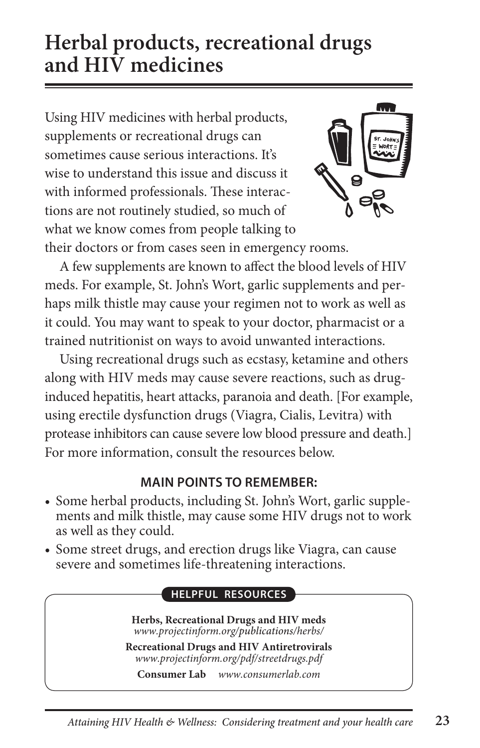# Herbal products, recreational drugs and HIV medicines

Using HIV medicines with herbal products, supplements or recreational drugs can sometimes cause serious interactions. It's wise to understand this issue and discuss it with informed professionals. These interactions are not routinely studied, so much of what we know comes from people talking to their doctors or from cases seen in emergency rooms.

A few supplements are known to affect the blood levels of HIV meds. For example, St. John's Wort, garlic supplements and perhaps milk thistle may cause your regimen not to work as well as it could. You may want to speak to your doctor, pharmacist or a trained nutritionist on ways to avoid unwanted interactions.

Using recreational drugs such as ecstasy, ketamine and others along with HIV meds may cause severe reactions, such as drug-induced hepatitis, heart attacks, paranoia and death. [For example, using erectile dysfunction drugs (Viagra, Cialis, Levitra) with protease inhibitors can cause severe low blood pressure and death.] For more information, consult the resources below.

**MAIN POINTS TO REMEMBER:**

- Some herbal products, including St. John's Wort, garlic supplements and milk thistle, may cause some HIV drugs not to work as well as they could.
- Some street drugs, and erection drugs like Viagra, can cause severe and sometimes life-threatening interactions.

**HELPFUL RESOURCES**

**Herbs, Recreational Drugs and HIV meds**
*www.projectinform.org/publications/herbs/*

**Recreational Drugs and HIV Antiretrovirals**
*www.projectinform.org/pdf/streetdrugs.pdf*

**Consumer Lab** *www.consumerlab.com*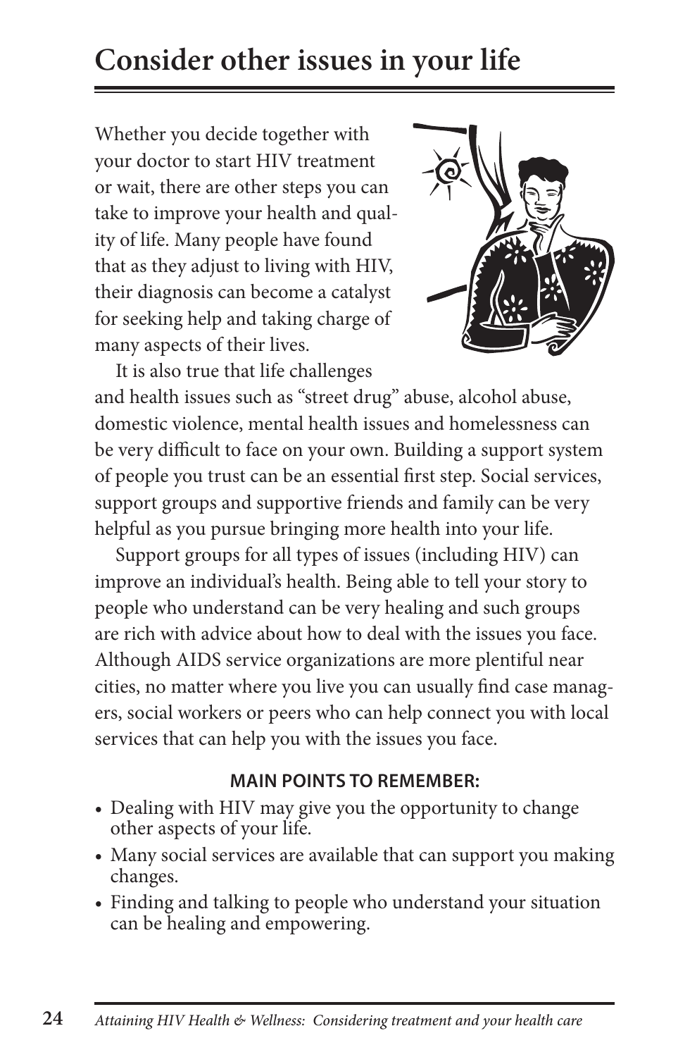# Consider other issues in your life

Whether you decide together with your doctor to start HIV treatment or wait, there are other steps you can take to improve your health and quality of life. Many people have found that as they adjust to living with HIV, their diagnosis can become a catalyst for seeking help and taking charge of many aspects of their lives.

It is also true that life challenges and health issues such as "street drug" abuse, alcohol abuse, domestic violence, mental health issues and homelessness can be very difficult to face on your own. Building a support system of people you trust can be an essential first step. Social services, support groups and supportive friends and family can be very helpful as you pursue bringing more health into your life.

Support groups for all types of issues (including HIV) can improve an individual's health. Being able to tell your story to people who understand can be very healing and such groups are rich with advice about how to deal with the issues you face. Although AIDS service organizations are more plentiful near cities, no matter where you live you can usually find case managers, social workers or peers who can help connect you with local services that can help you with the issues you face.

**MAIN POINTS TO REMEMBER:**

- Dealing with HIV may give you the opportunity to change other aspects of your life.
- Many social services are available that can support you making changes.
- Finding and talking to people who understand your situation can be healing and empowering.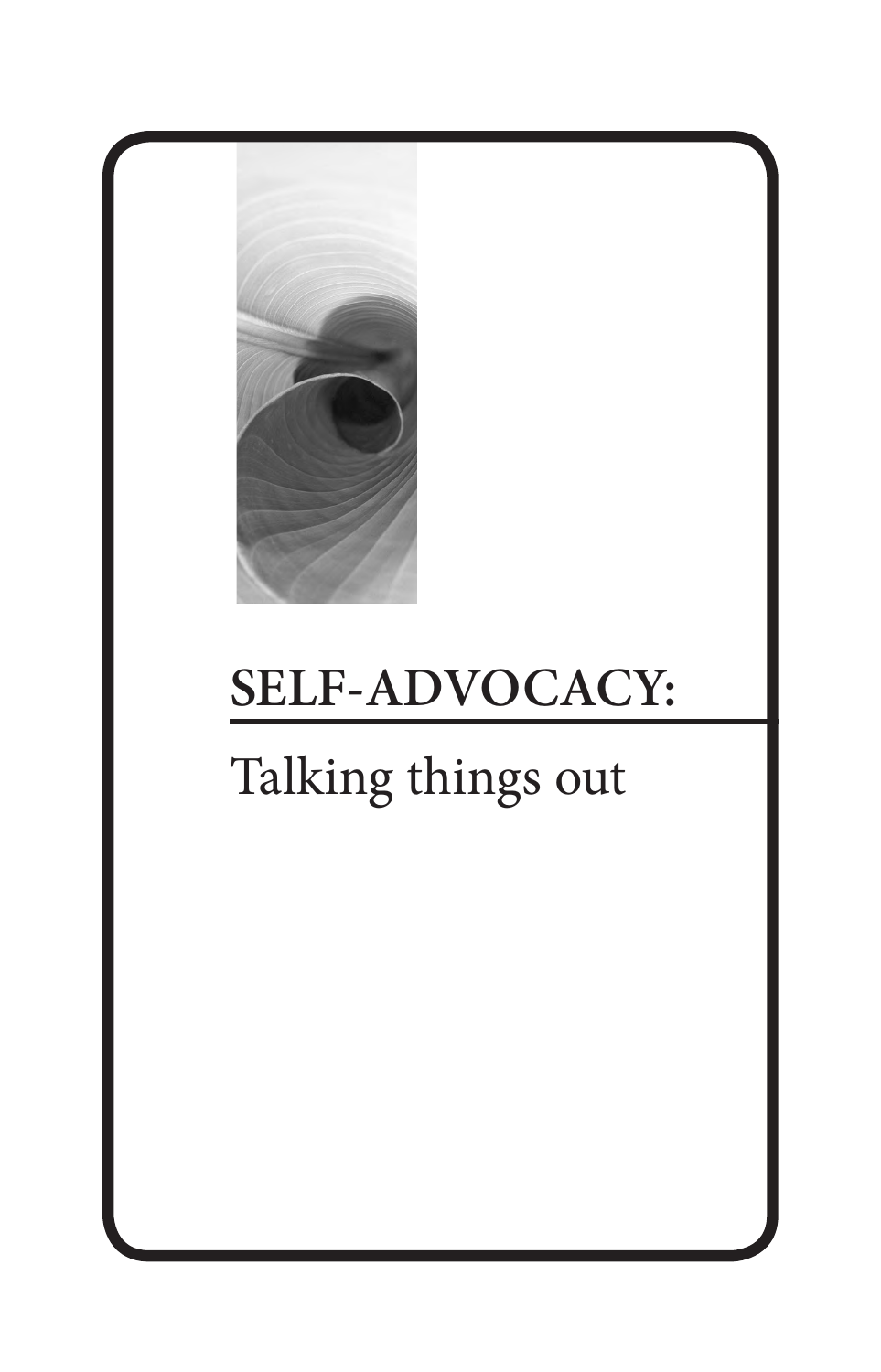# SELF-ADVOCACY:

## Talking things out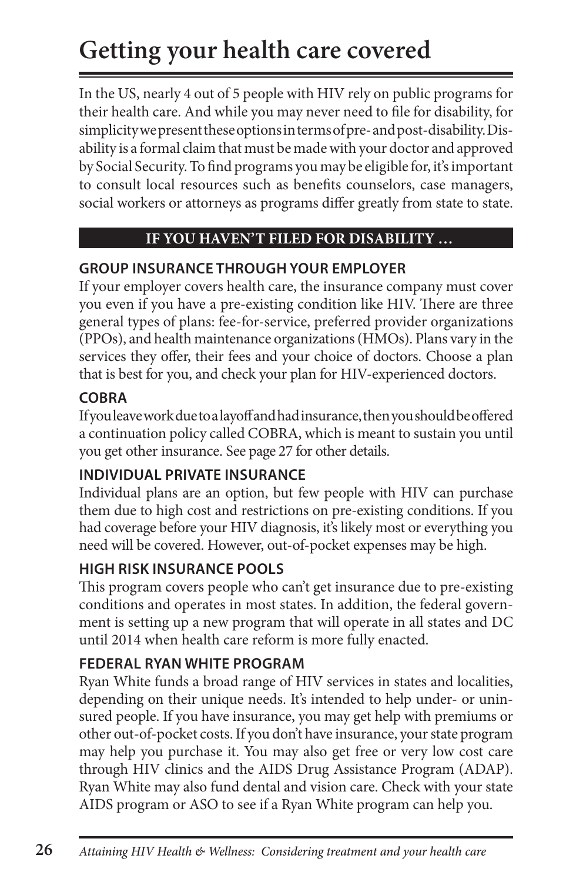# Getting your health care covered

In the US, nearly 4 out of 5 people with HIV rely on public programs for their health care. And while you may never need to file for disability, for simplicity we present these options in terms of pre- and post-disability. Disability is a formal claim that must be made with your doctor and approved by Social Security. To find programs you may be eligible for, it's important to consult local resources such as benefits counselors, case managers, social workers or attorneys as programs differ greatly from state to state.

## IF YOU HAVEN'T FILED FOR DISABILITY …

### GROUP INSURANCE THROUGH YOUR EMPLOYER

If your employer covers health care, the insurance company must cover you even if you have a pre-existing condition like HIV. There are three general types of plans: fee-for-service, preferred provider organizations (PPOs), and health maintenance organizations (HMOs). Plans vary in the services they offer, their fees and your choice of doctors. Choose a plan that is best for you, and check your plan for HIV-experienced doctors.

### COBRA

If you leave work due to a layoff and had insurance, then you should be offered a continuation policy called COBRA, which is meant to sustain you until you get other insurance. See page 27 for other details.

### INDIVIDUAL PRIVATE INSURANCE

Individual plans are an option, but few people with HIV can purchase them due to high cost and restrictions on pre-existing conditions. If you had coverage before your HIV diagnosis, it's likely most or everything you need will be covered. However, out-of-pocket expenses may be high.

### HIGH RISK INSURANCE POOLS

This program covers people who can't get insurance due to pre-existing conditions and operates in most states. In addition, the federal government is setting up a new program that will operate in all states and DC until 2014 when health care reform is more fully enacted.

### FEDERAL RYAN WHITE PROGRAM

Ryan White funds a broad range of HIV services in states and localities, depending on their unique needs. It's intended to help under- or uninsured people. If you have insurance, you may get help with premiums or other out-of-pocket costs. If you don't have insurance, your state program may help you purchase it. You may also get free or very low cost care through HIV clinics and the AIDS Drug Assistance Program (ADAP). Ryan White may also fund dental and vision care. Check with your state AIDS program or ASO to see if a Ryan White program can help you.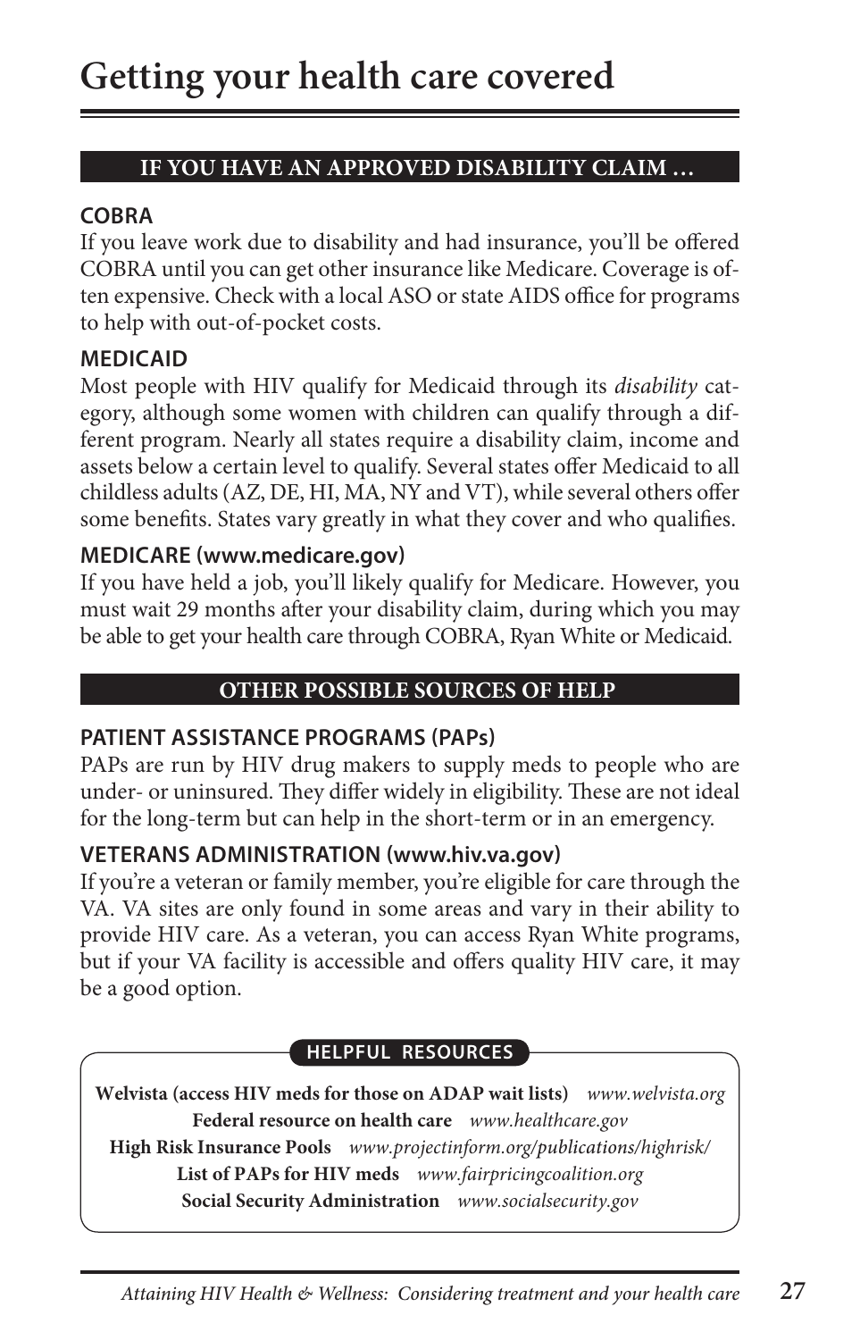# Getting your health care covered

## IF YOU HAVE AN APPROVED DISABILITY CLAIM …

### COBRA

If you leave work due to disability and had insurance, you'll be offered COBRA until you can get other insurance like Medicare. Coverage is often expensive. Check with a local ASO or state AIDS office for programs to help with out-of-pocket costs.

### MEDICAID

Most people with HIV qualify for Medicaid through its *disability* category, although some women with children can qualify through a different program. Nearly all states require a disability claim, income and assets below a certain level to qualify. Several states offer Medicaid to all childless adults (AZ, DE, HI, MA, NY and VT), while several others offer some benefits. States vary greatly in what they cover and who qualifies.

### MEDICARE (www.medicare.gov)

If you have held a job, you'll likely qualify for Medicare. However, you must wait 29 months after your disability claim, during which you may be able to get your health care through COBRA, Ryan White or Medicaid.

## OTHER POSSIBLE SOURCES OF HELP

### PATIENT ASSISTANCE PROGRAMS (PAPs)

PAPs are run by HIV drug makers to supply meds to people who are under- or uninsured. They differ widely in eligibility. These are not ideal for the long-term but can help in the short-term or in an emergency.

### VETERANS ADMINISTRATION (www.hiv.va.gov)

If you're a veteran or family member, you're eligible for care through the VA. VA sites are only found in some areas and vary in their ability to provide HIV care. As a veteran, you can access Ryan White programs, but if your VA facility is accessible and offers quality HIV care, it may be a good option.

### HELPFUL RESOURCES

**Welvista (access HIV meds for those on ADAP wait lists)** *www.welvista.org*

**Federal resource on health care** *www.healthcare.gov*

**High Risk Insurance Pools** *www.projectinform.org/publications/highrisk/*

**List of PAPs for HIV meds** *www.fairpricingcoalition.org*

**Social Security Administration** *www.socialsecurity.gov*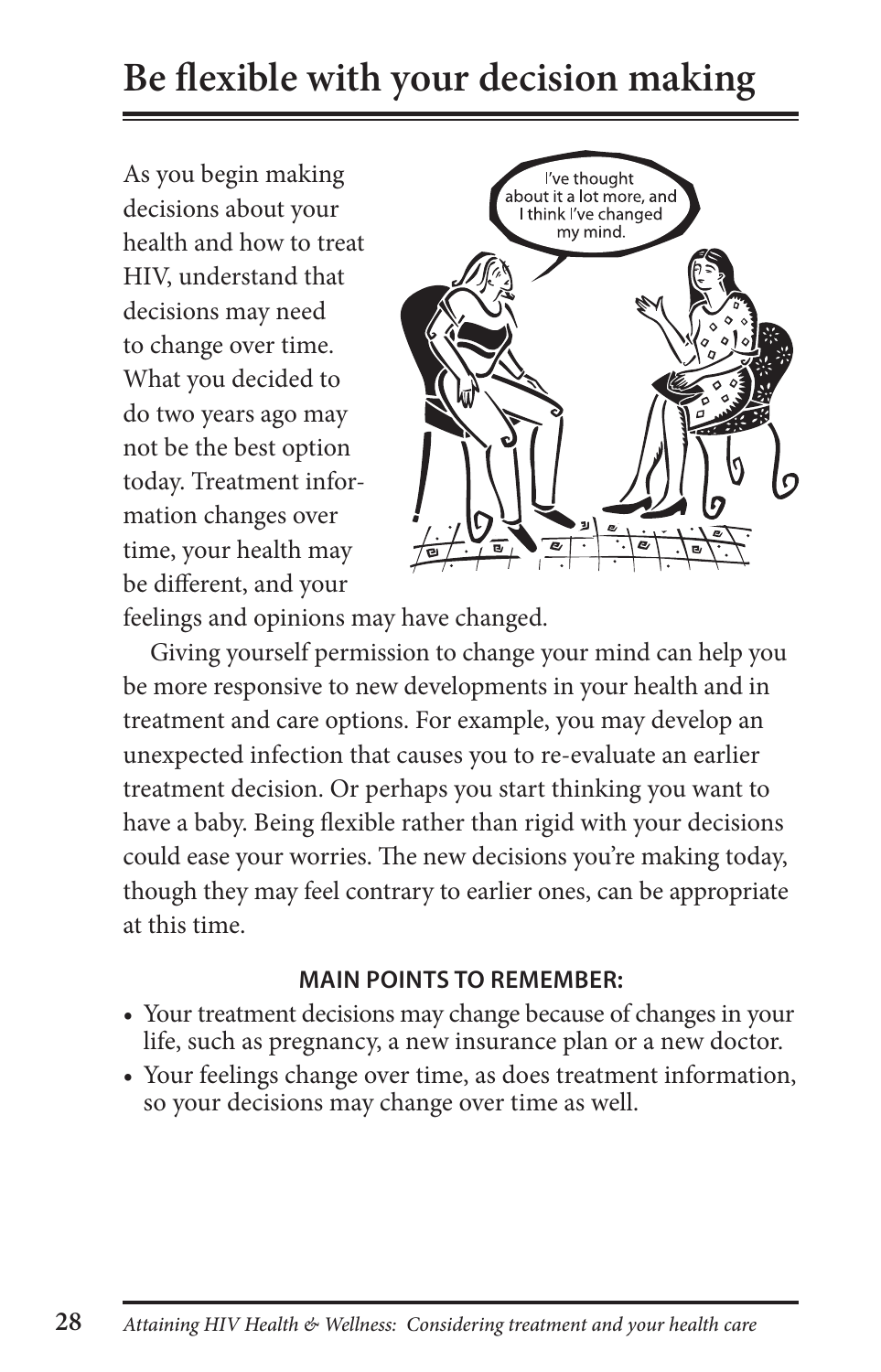# Be flexible with your decision making

As you begin making decisions about your health and how to treat HIV, understand that decisions may need to change over time. What you decided to do two years ago may not be the best option today. Treatment information changes over time, your health may be different, and your feelings and opinions may have changed.

Giving yourself permission to change your mind can help you be more responsive to new developments in your health and in treatment and care options. For example, you may develop an unexpected infection that causes you to re-evaluate an earlier treatment decision. Or perhaps you start thinking you want to have a baby. Being flexible rather than rigid with your decisions could ease your worries. The new decisions you're making today, though they may feel contrary to earlier ones, can be appropriate at this time.

**MAIN POINTS TO REMEMBER:**

- Your treatment decisions may change because of changes in your life, such as pregnancy, a new insurance plan or a new doctor.
- Your feelings change over time, as does treatment information, so your decisions may change over time as well.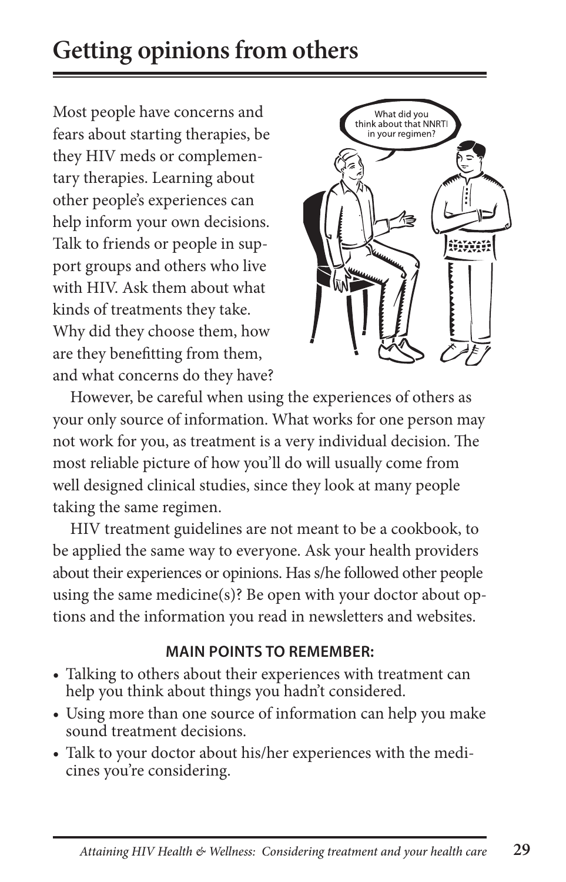# Getting opinions from others

Most people have concerns and fears about starting therapies, be they HIV meds or complementary therapies. Learning about other people's experiences can help inform your own decisions. Talk to friends or people in support groups and others who live with HIV. Ask them about what kinds of treatments they take. Why did they choose them, how are they benefitting from them, and what concerns do they have?

However, be careful when using the experiences of others as your only source of information. What works for one person may not work for you, as treatment is a very individual decision. The most reliable picture of how you'll do will usually come from well designed clinical studies, since they look at many people taking the same regimen.

HIV treatment guidelines are not meant to be a cookbook, to be applied the same way to everyone. Ask your health providers about their experiences or opinions. Has s/he followed other people using the same medicine(s)? Be open with your doctor about options and the information you read in newsletters and websites.

**MAIN POINTS TO REMEMBER:**

- Talking to others about their experiences with treatment can help you think about things you hadn't considered.
- Using more than one source of information can help you make sound treatment decisions.
- Talk to your doctor about his/her experiences with the medicines you're considering.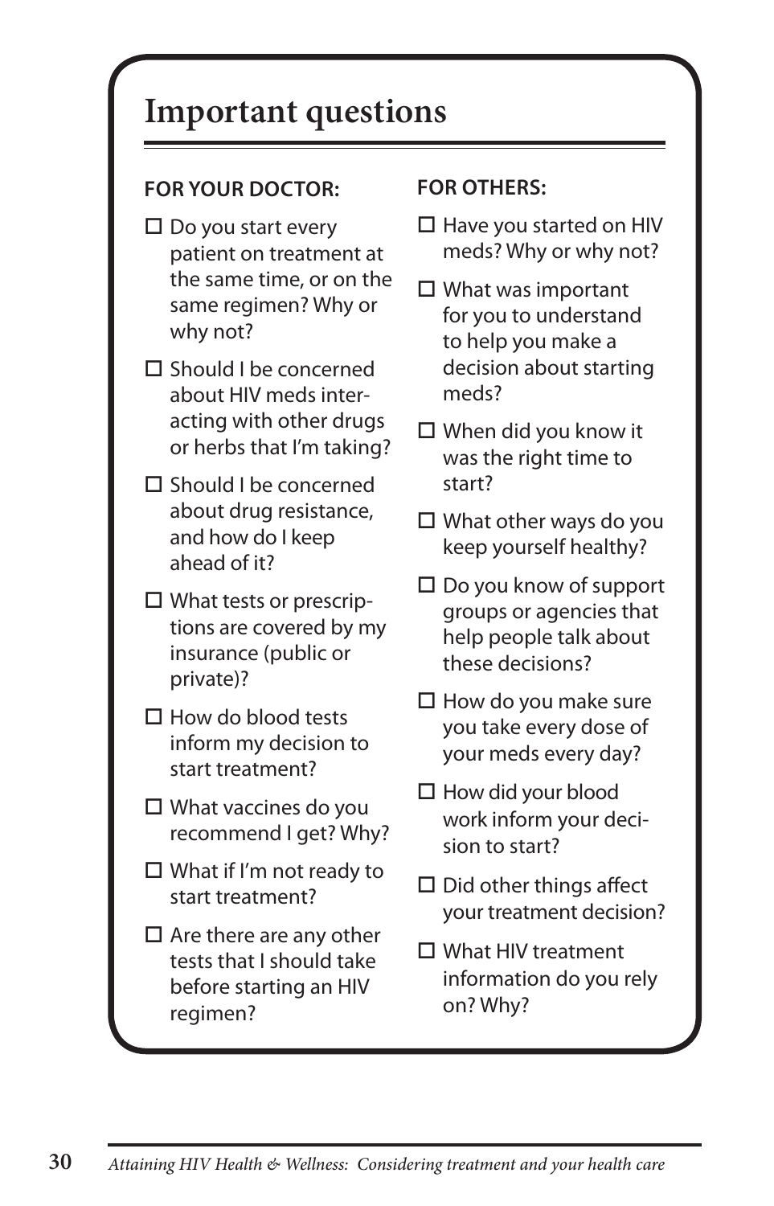# Important questions

**FOR YOUR DOCTOR:**

- ☐ Do you start every patient on treatment at the same time, or on the same regimen? Why or why not?
- ☐ Should I be concerned about HIV meds interacting with other drugs or herbs that I'm taking?
- ☐ Should I be concerned about drug resistance, and how do I keep ahead of it?
- ☐ What tests or prescriptions are covered by my insurance (public or private)?
- ☐ How do blood tests inform my decision to start treatment?
- ☐ What vaccines do you recommend I get? Why?
- ☐ What if I'm not ready to start treatment?
- ☐ Are there are any other tests that I should take before starting an HIV regimen?

**FOR OTHERS:**

- ☐ Have you started on HIV meds? Why or why not?
- ☐ What was important for you to understand to help you make a decision about starting meds?
- ☐ When did you know it was the right time to start?
- ☐ What other ways do you keep yourself healthy?
- ☐ Do you know of support groups or agencies that help people talk about these decisions?
- ☐ How do you make sure you take every dose of your meds every day?
- ☐ How did your blood work inform your decision to start?
- ☐ Did other things affect your treatment decision?
- ☐ What HIV treatment information do you rely on? Why?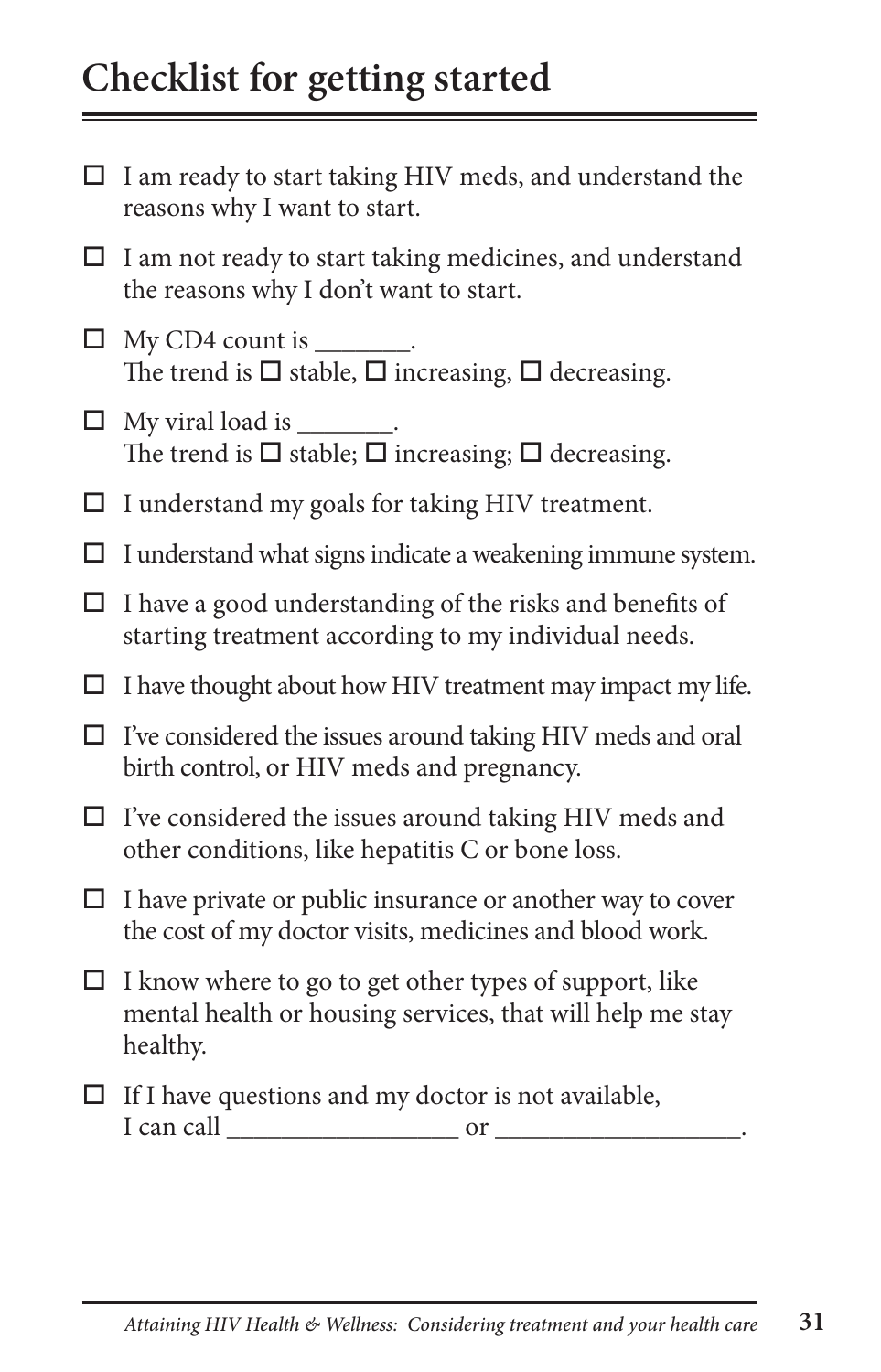# Checklist for getting started

- ☐ I am ready to start taking HIV meds, and understand the reasons why I want to start.
- ☐ I am not ready to start taking medicines, and understand the reasons why I don't want to start.
- ☐ My CD4 count is _______.
  The trend is ☐ stable, ☐ increasing, ☐ decreasing.
- ☐ My viral load is _______.
  The trend is ☐ stable; ☐ increasing; ☐ decreasing.
- ☐ I understand my goals for taking HIV treatment.
- ☐ I understand what signs indicate a weakening immune system.
- ☐ I have a good understanding of the risks and benefits of starting treatment according to my individual needs.
- ☐ I have thought about how HIV treatment may impact my life.
- ☐ I've considered the issues around taking HIV meds and oral birth control, or HIV meds and pregnancy.
- ☐ I've considered the issues around taking HIV meds and other conditions, like hepatitis C or bone loss.
- ☐ I have private or public insurance or another way to cover the cost of my doctor visits, medicines and blood work.
- ☐ I know where to go to get other types of support, like mental health or housing services, that will help me stay healthy.
- ☐ If I have questions and my doctor is not available, I can call _________________ or __________________.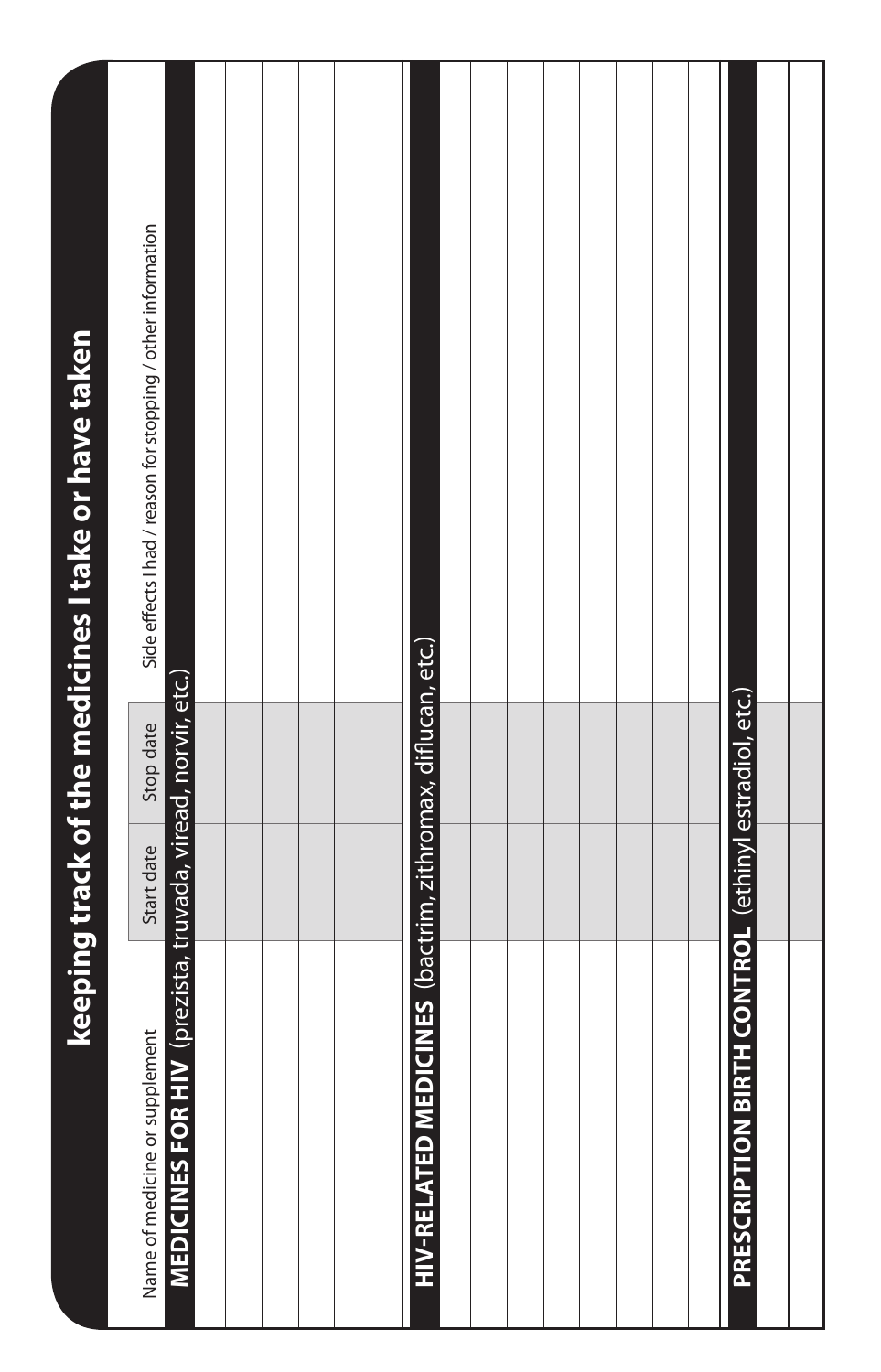# keeping track of the medicines I take or have taken

| Name of medicine or supplement | Start date | Stop date | Side effects I had / reason for stopping / other information |
|---|---|---|---|
| **MEDICINES FOR HIV** (prezista, truvada, viread, norvir, etc.) | | | |
| | | | |
| | | | |
| | | | |
| | | | |
| | | | |
| **HIV-RELATED MEDICINES** (bactrim, zithromax, diflucan, etc.) | | | |
| | | | |
| | | | |
| | | | |
| | | | |
| | | | |
| | | | |
| | | | |
| **PRESCRIPTION BIRTH CONTROL** (ethinyl estradiol, etc.) | | | |
| | | | |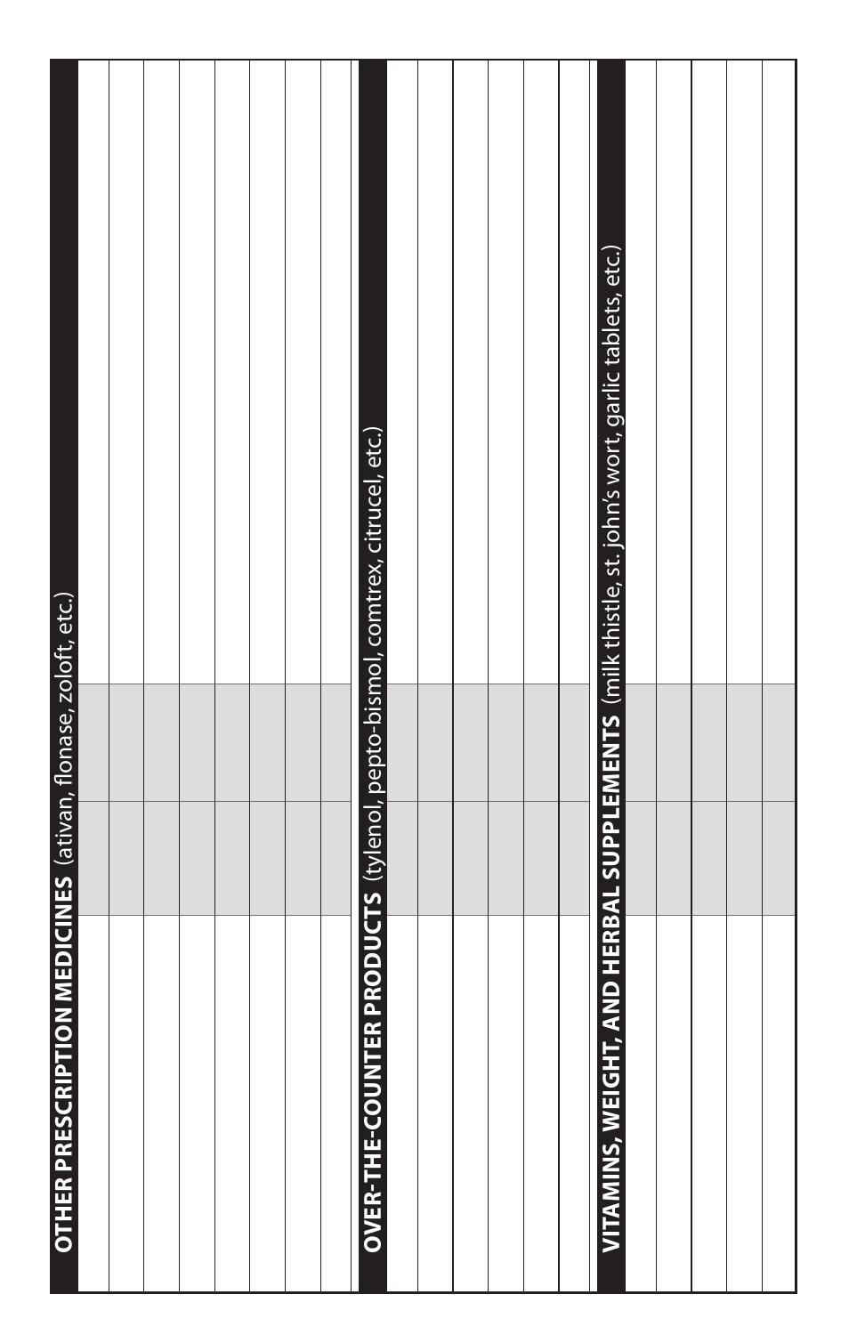**OTHER PRESCRIPTION MEDICINES** (ativan, flonase, zoloft, etc.)

| | | | |
|---|---|---|---|
| | | | |
| | | | |
| | | | |
| | | | |
| | | | |
| | | | |
| | | | |
| | | | |

**OVER-THE-COUNTER PRODUCTS** (tylenol, pepto-bismol, comtrex, citrucel, etc.)

| | | | |
|---|---|---|---|
| | | | |
| | | | |
| | | | |
| | | | |
| | | | |
| | | | |

**VITAMINS, WEIGHT, AND HERBAL SUPPLEMENTS** (milk thistle, st. john's wort, garlic tablets, etc.)

| | | | |
|---|---|---|---|
| | | | |
| | | | |
| | | | |
| | | | |
| | | | |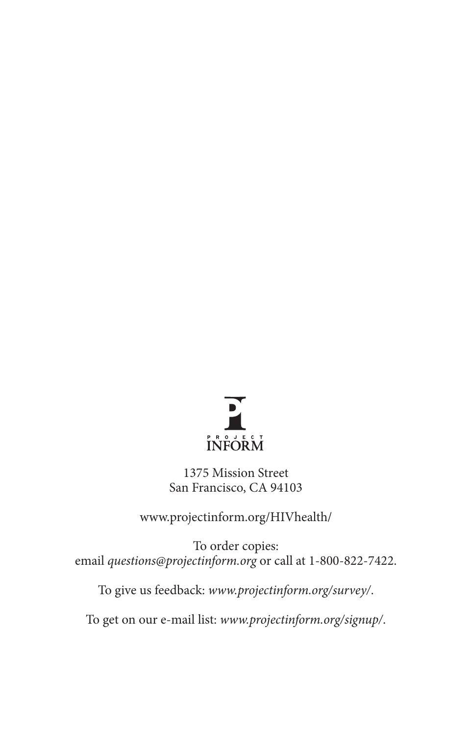PROJECT INFORM

1375 Mission Street
San Francisco, CA 94103

www.projectinform.org/HIVhealth/

To order copies:
email *questions@projectinform.org* or call at 1-800-822-7422.

To give us feedback: *www.projectinform.org/survey/*.

To get on our e-mail list: *www.projectinform.org/signup/*.